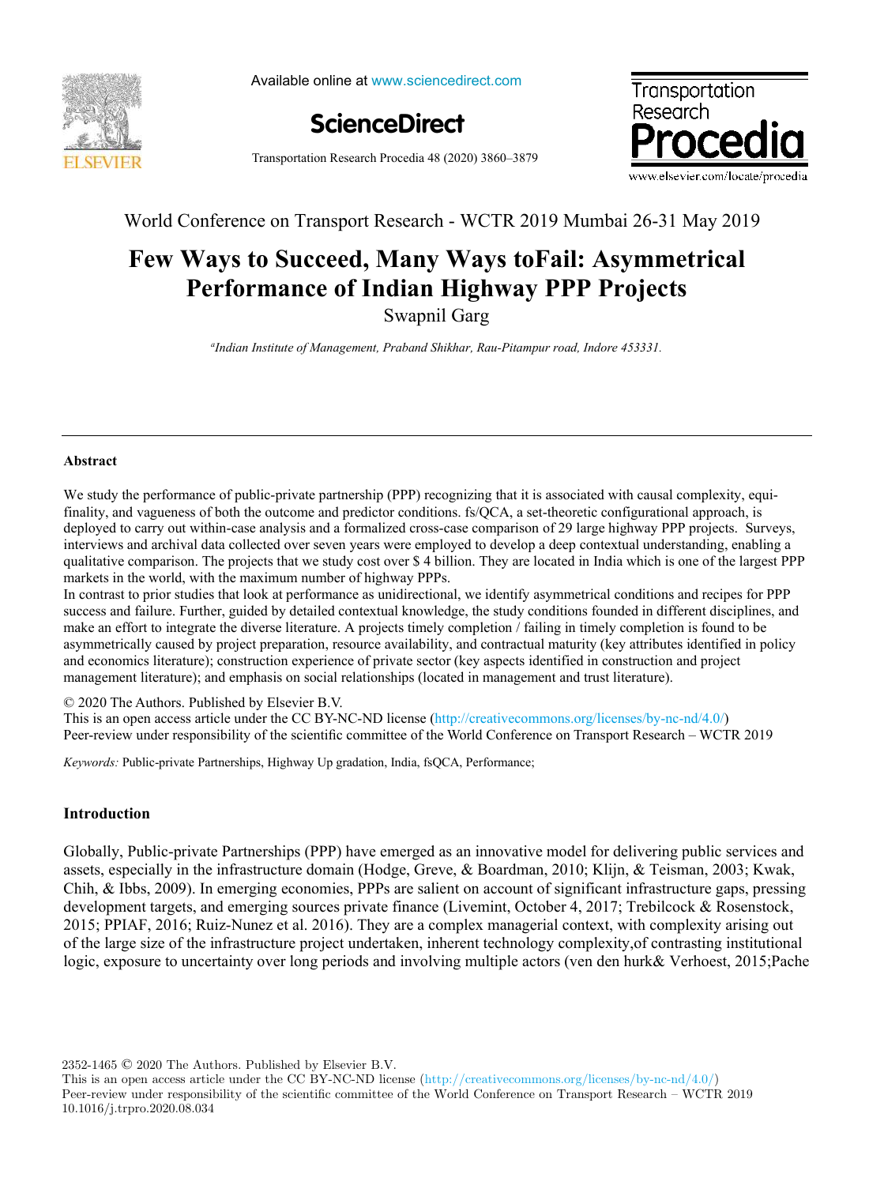World Conference on Transport Research - WCTR 2019 Mumbai 26-31 May 2019

# Few Ways to Succeed, Many Ways toFail: Asymmetrical Performance of Indian Highway PPP Projects

Swapnil Garg

[a]*Indian Institute of Management, Praband Shikhar, Rau-Pitampur road, Indore 453331.*

## Abstract

We study the performance of public-private partnership (PPP) recognizing that it is associated with causal complexity, equi-finality, and vagueness of both the outcome and predictor conditions. fs/QCA, a set-theoretic configurational approach, is deployed to carry out within-case analysis and a formalized cross-case comparison of 29 large highway PPP projects. Surveys, interviews and archival data collected over seven years were employed to develop a deep contextual understanding, enabling a qualitative comparison. The projects that we study cost over $ 4 billion. They are located in India which is one of the largest PPP markets in the world, with the maximum number of highway PPPs.

In contrast to prior studies that look at performance as unidirectional, we identify asymmetrical conditions and recipes for PPP success and failure. Further, guided by detailed contextual knowledge, the study conditions founded in different disciplines, and make an effort to integrate the diverse literature. A projects timely completion / failing in timely completion is found to be asymmetrically caused by project preparation, resource availability, and contractual maturity (key attributes identified in policy and economics literature); construction experience of private sector (key aspects identified in construction and project management literature); and emphasis on social relationships (located in management and trust literature).

© 2020 The Authors. Published by Elsevier B.V.
This is an open access article under the CC BY-NC-ND license (http://creativecommons.org/licenses/by-nc-nd/4.0/)
Peer-review under responsibility of the scientific committee of the World Conference on Transport Research – WCTR 2019

*Keywords:* Public-private Partnerships, Highway Up gradation, India, fsQCA, Performance;

## Introduction

Globally, Public-private Partnerships (PPP) have emerged as an innovative model for delivering public services and assets, especially in the infrastructure domain (Hodge, Greve, & Boardman, 2010; Klijn, & Teisman, 2003; Kwak, Chih, & Ibbs, 2009). In emerging economies, PPPs are salient on account of significant infrastructure gaps, pressing development targets, and emerging sources private finance (Livemint, October 4, 2017; Trebilcock & Rosenstock, 2015; PPIAF, 2016; Ruiz-Nunez et al. 2016). They are a complex managerial context, with complexity arising out of the large size of the infrastructure project undertaken, inherent technology complexity,of contrasting institutional logic, exposure to uncertainty over long periods and involving multiple actors (ven den hurk& Verhoest, 2015;Pache

2352-1465 © 2020 The Authors. Published by Elsevier B.V.
This is an open access article under the CC BY-NC-ND license (http://creativecommons.org/licenses/by-nc-nd/4.0/)
Peer-review under responsibility of the scientific committee of the World Conference on Transport Research – WCTR 2019
10.1016/j.trpro.2020.08.034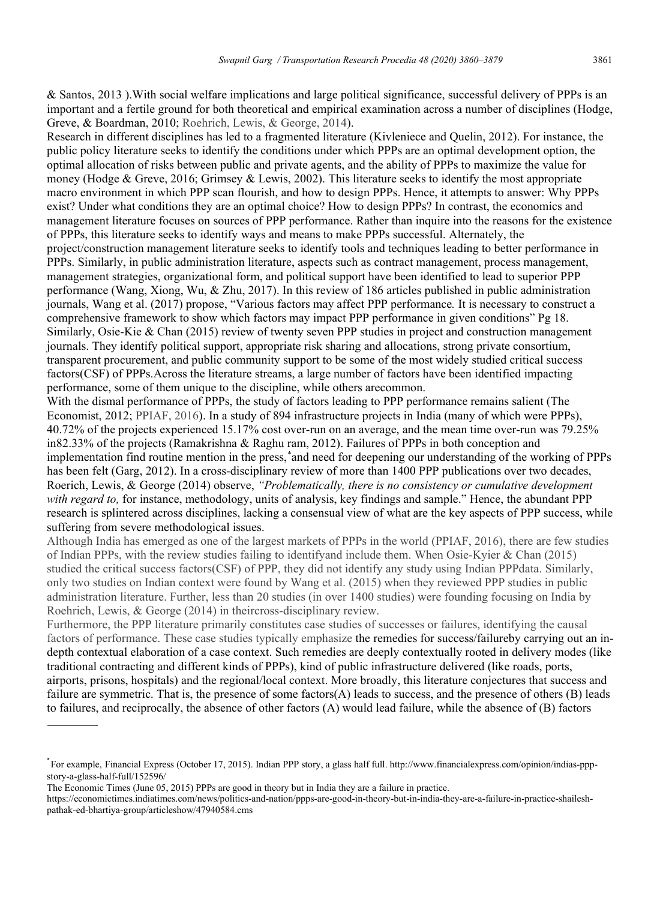& Santos, 2013 ).With social welfare implications and large political significance, successful delivery of PPPs is an important and a fertile ground for both theoretical and empirical examination across a number of disciplines (Hodge, Greve, & Boardman, 2010; Roehrich, Lewis, & George, 2014).

Research in different disciplines has led to a fragmented literature (Kivleniece and Quelin, 2012). For instance, the public policy literature seeks to identify the conditions under which PPPs are an optimal development option, the optimal allocation of risks between public and private agents, and the ability of PPPs to maximize the value for money (Hodge & Greve, 2016; Grimsey & Lewis, 2002). This literature seeks to identify the most appropriate macro environment in which PPP scan flourish, and how to design PPPs. Hence, it attempts to answer: Why PPPs exist? Under what conditions they are an optimal choice? How to design PPPs? In contrast, the economics and management literature focuses on sources of PPP performance. Rather than inquire into the reasons for the existence of PPPs, this literature seeks to identify ways and means to make PPPs successful. Alternately, the project/construction management literature seeks to identify tools and techniques leading to better performance in PPPs. Similarly, in public administration literature, aspects such as contract management, process management, management strategies, organizational form, and political support have been identified to lead to superior PPP performance (Wang, Xiong, Wu, & Zhu, 2017). In this review of 186 articles published in public administration journals, Wang et al. (2017) propose, "Various factors may affect PPP performance*.* It is necessary to construct a comprehensive framework to show which factors may impact PPP performance in given conditions" Pg 18. Similarly, Osie-Kie & Chan (2015) review of twenty seven PPP studies in project and construction management journals. They identify political support, appropriate risk sharing and allocations, strong private consortium, transparent procurement, and public community support to be some of the most widely studied critical success factors(CSF) of PPPs.Across the literature streams, a large number of factors have been identified impacting performance, some of them unique to the discipline, while others arecommon.

With the dismal performance of PPPs, the study of factors leading to PPP performance remains salient (The Economist, 2012; PPIAF, 2016). In a study of 894 infrastructure projects in India (many of which were PPPs), 40.72% of the projects experienced 15.17% cost over-run on an average, and the mean time over-run was 79.25% in82.33% of the projects (Ramakrishna & Raghu ram, 2012). Failures of PPPs in both conception and implementation find routine mention in the press,[*]and need for deepening our understanding of the working of PPPs has been felt (Garg, 2012). In a cross-disciplinary review of more than 1400 PPP publications over two decades, Roerich, Lewis, & George (2014) observe, *"Problematically, there is no consistency or cumulative development with regard to,* for instance, methodology, units of analysis, key findings and sample." Hence, the abundant PPP research is splintered across disciplines, lacking a consensual view of what are the key aspects of PPP success, while suffering from severe methodological issues.

Although India has emerged as one of the largest markets of PPPs in the world (PPIAF, 2016), there are few studies of Indian PPPs, with the review studies failing to identifyand include them. When Osie-Kyier & Chan (2015) studied the critical success factors(CSF) of PPP, they did not identify any study using Indian PPPdata. Similarly, only two studies on Indian context were found by Wang et al. (2015) when they reviewed PPP studies in public administration literature. Further, less than 20 studies (in over 1400 studies) were founding focusing on India by Roehrich, Lewis, & George (2014) in theircross-disciplinary review.

Furthermore, the PPP literature primarily constitutes case studies of successes or failures, identifying the causal factors of performance. These case studies typically emphasize the remedies for success/failureby carrying out an in-depth contextual elaboration of a case context. Such remedies are deeply contextually rooted in delivery modes (like traditional contracting and different kinds of PPPs), kind of public infrastructure delivered (like roads, ports, airports, prisons, hospitals) and the regional/local context. More broadly, this literature conjectures that success and failure are symmetric. That is, the presence of some factors(A) leads to success, and the presence of others (B) leads to failures, and reciprocally, the absence of other factors (A) would lead failure, while the absence of (B) factors

---

[*]For example, Financial Express (October 17, 2015). Indian PPP story, a glass half full. http://www.financialexpress.com/opinion/indias-ppp-story-a-glass-half-full/152596/

The Economic Times (June 05, 2015) PPPs are good in theory but in India they are a failure in practice.
https://economictimes.indiatimes.com/news/politics-and-nation/ppps-are-good-in-theory-but-in-india-they-are-a-failure-in-practice-shailesh-pathak-ed-bhartiya-group/articleshow/47940584.cms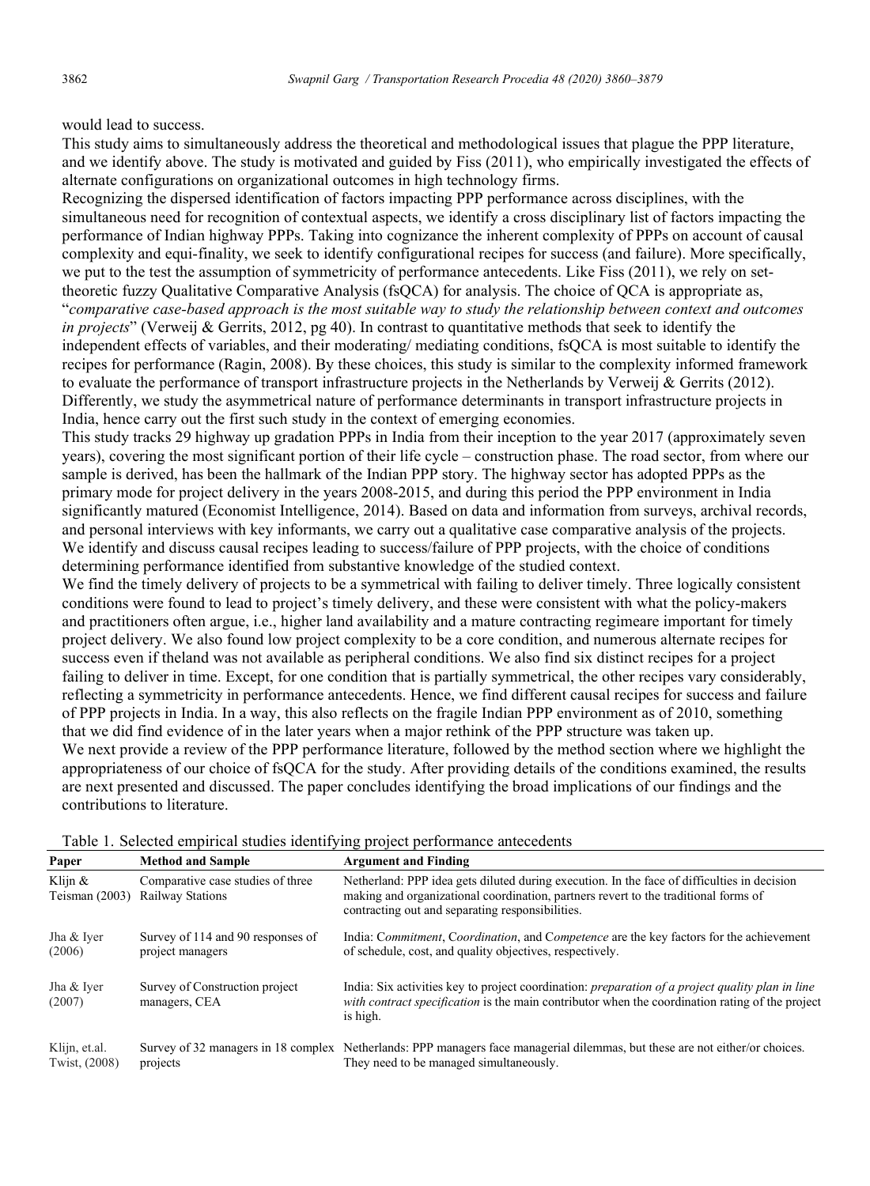would lead to success.

This study aims to simultaneously address the theoretical and methodological issues that plague the PPP literature, and we identify above. The study is motivated and guided by Fiss (2011), who empirically investigated the effects of alternate configurations on organizational outcomes in high technology firms.

Recognizing the dispersed identification of factors impacting PPP performance across disciplines, with the simultaneous need for recognition of contextual aspects, we identify a cross disciplinary list of factors impacting the performance of Indian highway PPPs. Taking into cognizance the inherent complexity of PPPs on account of causal complexity and equi-finality, we seek to identify configurational recipes for success (and failure). More specifically, we put to the test the assumption of symmetricity of performance antecedents. Like Fiss (2011), we rely on set-theoretic fuzzy Qualitative Comparative Analysis (fsQCA) for analysis. The choice of QCA is appropriate as, "*comparative case-based approach is the most suitable way to study the relationship between context and outcomes in projects*" (Verweij & Gerrits, 2012, pg 40). In contrast to quantitative methods that seek to identify the independent effects of variables, and their moderating/ mediating conditions, fsQCA is most suitable to identify the recipes for performance (Ragin, 2008). By these choices, this study is similar to the complexity informed framework to evaluate the performance of transport infrastructure projects in the Netherlands by Verweij & Gerrits (2012). Differently, we study the asymmetrical nature of performance determinants in transport infrastructure projects in India, hence carry out the first such study in the context of emerging economies.

This study tracks 29 highway up gradation PPPs in India from their inception to the year 2017 (approximately seven years), covering the most significant portion of their life cycle – construction phase. The road sector, from where our sample is derived, has been the hallmark of the Indian PPP story. The highway sector has adopted PPPs as the primary mode for project delivery in the years 2008-2015, and during this period the PPP environment in India significantly matured (Economist Intelligence, 2014). Based on data and information from surveys, archival records, and personal interviews with key informants, we carry out a qualitative case comparative analysis of the projects. We identify and discuss causal recipes leading to success/failure of PPP projects, with the choice of conditions determining performance identified from substantive knowledge of the studied context.

We find the timely delivery of projects to be a symmetrical with failing to deliver timely. Three logically consistent conditions were found to lead to project's timely delivery, and these were consistent with what the policy-makers and practitioners often argue, i.e., higher land availability and a mature contracting regimeare important for timely project delivery. We also found low project complexity to be a core condition, and numerous alternate recipes for success even if theland was not available as peripheral conditions. We also find six distinct recipes for a project failing to deliver in time. Except, for one condition that is partially symmetrical, the other recipes vary considerably, reflecting a symmetricity in performance antecedents. Hence, we find different causal recipes for success and failure of PPP projects in India. In a way, this also reflects on the fragile Indian PPP environment as of 2010, something that we did find evidence of in the later years when a major rethink of the PPP structure was taken up.

We next provide a review of the PPP performance literature, followed by the method section where we highlight the appropriateness of our choice of fsQCA for the study. After providing details of the conditions examined, the results are next presented and discussed. The paper concludes identifying the broad implications of our findings and the contributions to literature.

Table 1. Selected empirical studies identifying project performance antecedents

| Paper | Method and Sample | Argument and Finding |
|---|---|---|
| Klijn & Teisman (2003) | Comparative case studies of three Railway Stations | Netherland: PPP idea gets diluted during execution. In the face of difficulties in decision making and organizational coordination, partners revert to the traditional forms of contracting out and separating responsibilities. |
| Jha & Iyer (2006) | Survey of 114 and 90 responses of project managers | India: *Commitment*, *Coordination*, and *Competence* are the key factors for the achievement of schedule, cost, and quality objectives, respectively. |
| Jha & Iyer (2007) | Survey of Construction project managers, CEA | India: Six activities key to project coordination: *preparation of a project quality plan in line with contract specification* is the main contributor when the coordination rating of the project is high. |
| Klijn, et.al. Twist, (2008) | Survey of 32 managers in 18 complex projects | Netherlands: PPP managers face managerial dilemmas, but these are not either/or choices. They need to be managed simultaneously. |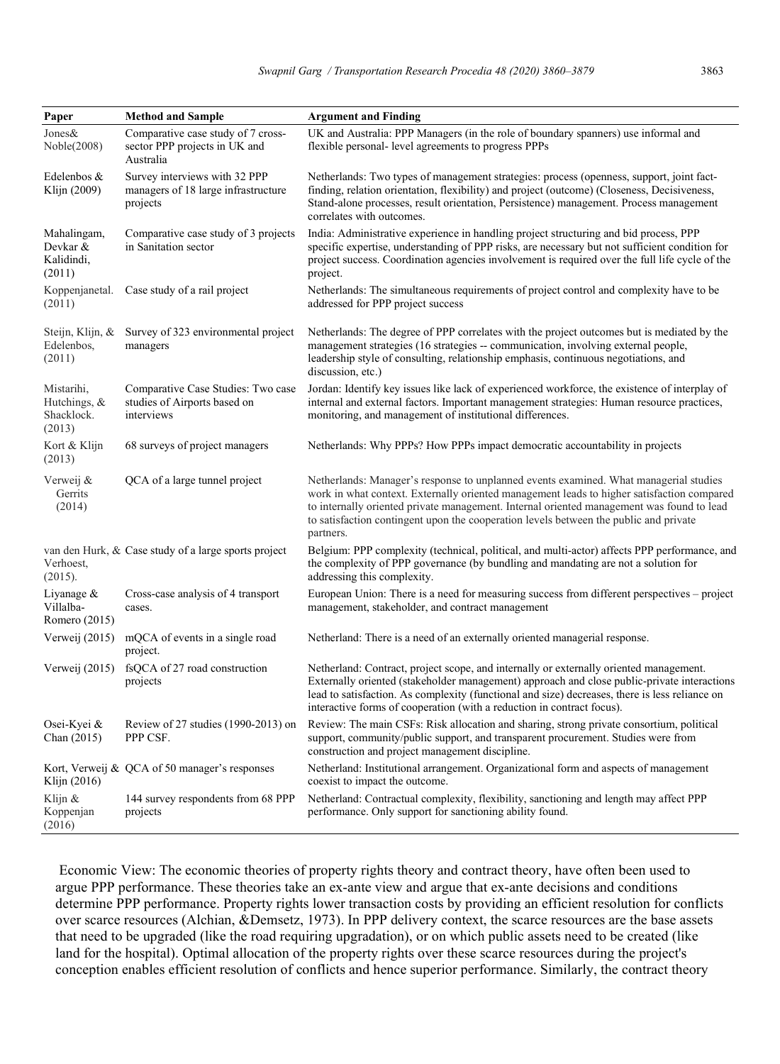| Paper | Method and Sample | Argument and Finding |
|---|---|---|
| Jones& Noble(2008) | Comparative case study of 7 cross-sector PPP projects in UK and Australia | UK and Australia: PPP Managers (in the role of boundary spanners) use informal and flexible personal- level agreements to progress PPPs |
| Edelenbos & Klijn (2009) | Survey interviews with 32 PPP managers of 18 large infrastructure projects | Netherlands: Two types of management strategies: process (openness, support, joint fact-finding, relation orientation, flexibility) and project (outcome) (Closeness, Decisiveness, Stand-alone processes, result orientation, Persistence) management. Process management correlates with outcomes. |
| Mahalingam, Devkar & Kalidindi, (2011) | Comparative case study of 3 projects in Sanitation sector | India: Administrative experience in handling project structuring and bid process, PPP specific expertise, understanding of PPP risks, are necessary but not sufficient condition for project success. Coordination agencies involvement is required over the full life cycle of the project. |
| Koppenjanetal. (2011) | Case study of a rail project | Netherlands: The simultaneous requirements of project control and complexity have to be addressed for PPP project success |
| Steijn, Klijn, & Edelenbos, (2011) | Survey of 323 environmental project managers | Netherlands: The degree of PPP correlates with the project outcomes but is mediated by the management strategies (16 strategies -- communication, involving external people, leadership style of consulting, relationship emphasis, continuous negotiations, and discussion, etc.) |
| Mistarihi, Hutchings, & Shacklock. (2013) | Comparative Case Studies: Two case studies of Airports based on interviews | Jordan: Identify key issues like lack of experienced workforce, the existence of interplay of internal and external factors. Important management strategies: Human resource practices, monitoring, and management of institutional differences. |
| Kort & Klijn (2013) | 68 surveys of project managers | Netherlands: Why PPPs? How PPPs impact democratic accountability in projects |
| Verweij & Gerrits (2014) | QCA of a large tunnel project | Netherlands: Manager's response to unplanned events examined. What managerial studies work in what context. Externally oriented management leads to higher satisfaction compared to internally oriented private management. Internal oriented management was found to lead to satisfaction contingent upon the cooperation levels between the public and private partners. |
| van den Hurk, & Verhoest, (2015). | Case study of a large sports project | Belgium: PPP complexity (technical, political, and multi-actor) affects PPP performance, and the complexity of PPP governance (by bundling and mandating are not a solution for addressing this complexity. |
| Liyanage & Villalba-Romero (2015) | Cross-case analysis of 4 transport cases. | European Union: There is a need for measuring success from different perspectives – project management, stakeholder, and contract management |
| Verweij (2015) | mQCA of events in a single road project. | Netherland: There is a need of an externally oriented managerial response. |
| Verweij (2015) | fsQCA of 27 road construction projects | Netherland: Contract, project scope, and internally or externally oriented management. Externally oriented (stakeholder management) approach and close public-private interactions lead to satisfaction. As complexity (functional and size) decreases, there is less reliance on interactive forms of cooperation (with a reduction in contract focus). |
| Osei-Kyei & Chan (2015) | Review of 27 studies (1990-2013) on PPP CSF. | Review: The main CSFs: Risk allocation and sharing, strong private consortium, political support, community/public support, and transparent procurement. Studies were from construction and project management discipline. |
| Kort, Verweij & Klijn (2016) | QCA of 50 manager's responses | Netherland: Institutional arrangement. Organizational form and aspects of management coexist to impact the outcome. |
| Klijn & Koppenjan (2016) | 144 survey respondents from 68 PPP projects | Netherland: Contractual complexity, flexibility, sanctioning and length may affect PPP performance. Only support for sanctioning ability found. |

Economic View: The economic theories of property rights theory and contract theory, have often been used to argue PPP performance. These theories take an ex-ante view and argue that ex-ante decisions and conditions determine PPP performance. Property rights lower transaction costs by providing an efficient resolution for conflicts over scarce resources (Alchian, &Demsetz, 1973). In PPP delivery context, the scarce resources are the base assets that need to be upgraded (like the road requiring upgradation), or on which public assets need to be created (like land for the hospital). Optimal allocation of the property rights over these scarce resources during the project's conception enables efficient resolution of conflicts and hence superior performance. Similarly, the contract theory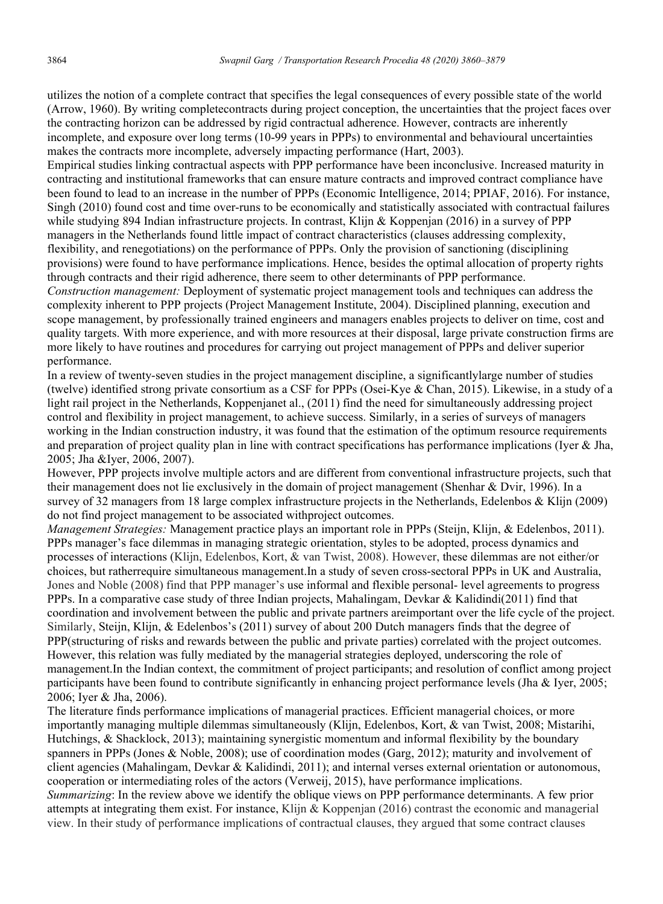utilizes the notion of a complete contract that specifies the legal consequences of every possible state of the world (Arrow, 1960). By writing completecontracts during project conception, the uncertainties that the project faces over the contracting horizon can be addressed by rigid contractual adherence. However, contracts are inherently incomplete, and exposure over long terms (10-99 years in PPPs) to environmental and behavioural uncertainties makes the contracts more incomplete, adversely impacting performance (Hart, 2003).

Empirical studies linking contractual aspects with PPP performance have been inconclusive. Increased maturity in contracting and institutional frameworks that can ensure mature contracts and improved contract compliance have been found to lead to an increase in the number of PPPs (Economic Intelligence, 2014; PPIAF, 2016). For instance, Singh (2010) found cost and time over-runs to be economically and statistically associated with contractual failures while studying 894 Indian infrastructure projects. In contrast, Klijn & Koppenjan (2016) in a survey of PPP managers in the Netherlands found little impact of contract characteristics (clauses addressing complexity, flexibility, and renegotiations) on the performance of PPPs. Only the provision of sanctioning (disciplining provisions) were found to have performance implications. Hence, besides the optimal allocation of property rights through contracts and their rigid adherence, there seem to other determinants of PPP performance.

*Construction management:* Deployment of systematic project management tools and techniques can address the complexity inherent to PPP projects (Project Management Institute, 2004). Disciplined planning, execution and scope management, by professionally trained engineers and managers enables projects to deliver on time, cost and quality targets. With more experience, and with more resources at their disposal, large private construction firms are more likely to have routines and procedures for carrying out project management of PPPs and deliver superior performance.

In a review of twenty-seven studies in the project management discipline, a significantlylarge number of studies (twelve) identified strong private consortium as a CSF for PPPs (Osei-Kye & Chan, 2015). Likewise, in a study of a light rail project in the Netherlands, Koppenjanet al., (2011) find the need for simultaneously addressing project control and flexibility in project management, to achieve success. Similarly, in a series of surveys of managers working in the Indian construction industry, it was found that the estimation of the optimum resource requirements and preparation of project quality plan in line with contract specifications has performance implications (Iyer & Jha, 2005; Jha &Iyer, 2006, 2007).

However, PPP projects involve multiple actors and are different from conventional infrastructure projects, such that their management does not lie exclusively in the domain of project management (Shenhar & Dvir, 1996). In a survey of 32 managers from 18 large complex infrastructure projects in the Netherlands, Edelenbos & Klijn (2009) do not find project management to be associated withproject outcomes.

*Management Strategies:* Management practice plays an important role in PPPs (Steijn, Klijn, & Edelenbos, 2011). PPPs manager's face dilemmas in managing strategic orientation, styles to be adopted, process dynamics and processes of interactions (Klijn, Edelenbos, Kort, & van Twist, 2008). However, these dilemmas are not either/or choices, but ratherrequire simultaneous management.In a study of seven cross-sectoral PPPs in UK and Australia, Jones and Noble (2008) find that PPP manager's use informal and flexible personal- level agreements to progress PPPs. In a comparative case study of three Indian projects, Mahalingam, Devkar & Kalidindi(2011) find that coordination and involvement between the public and private partners areimportant over the life cycle of the project. Similarly, Steijn, Klijn, & Edelenbos's (2011) survey of about 200 Dutch managers finds that the degree of PPP(structuring of risks and rewards between the public and private parties) correlated with the project outcomes. However, this relation was fully mediated by the managerial strategies deployed, underscoring the role of management.In the Indian context, the commitment of project participants; and resolution of conflict among project participants have been found to contribute significantly in enhancing project performance levels (Jha & Iyer, 2005; 2006; Iyer & Jha, 2006).

The literature finds performance implications of managerial practices. Efficient managerial choices, or more importantly managing multiple dilemmas simultaneously (Klijn, Edelenbos, Kort, & van Twist, 2008; Mistarihi, Hutchings, & Shacklock, 2013); maintaining synergistic momentum and informal flexibility by the boundary spanners in PPPs (Jones & Noble, 2008); use of coordination modes (Garg, 2012); maturity and involvement of client agencies (Mahalingam, Devkar & Kalidindi, 2011); and internal verses external orientation or autonomous, cooperation or intermediating roles of the actors (Verweij, 2015), have performance implications.

*Summarizing*: In the review above we identify the oblique views on PPP performance determinants. A few prior attempts at integrating them exist. For instance, Klijn & Koppenjan (2016) contrast the economic and managerial view. In their study of performance implications of contractual clauses, they argued that some contract clauses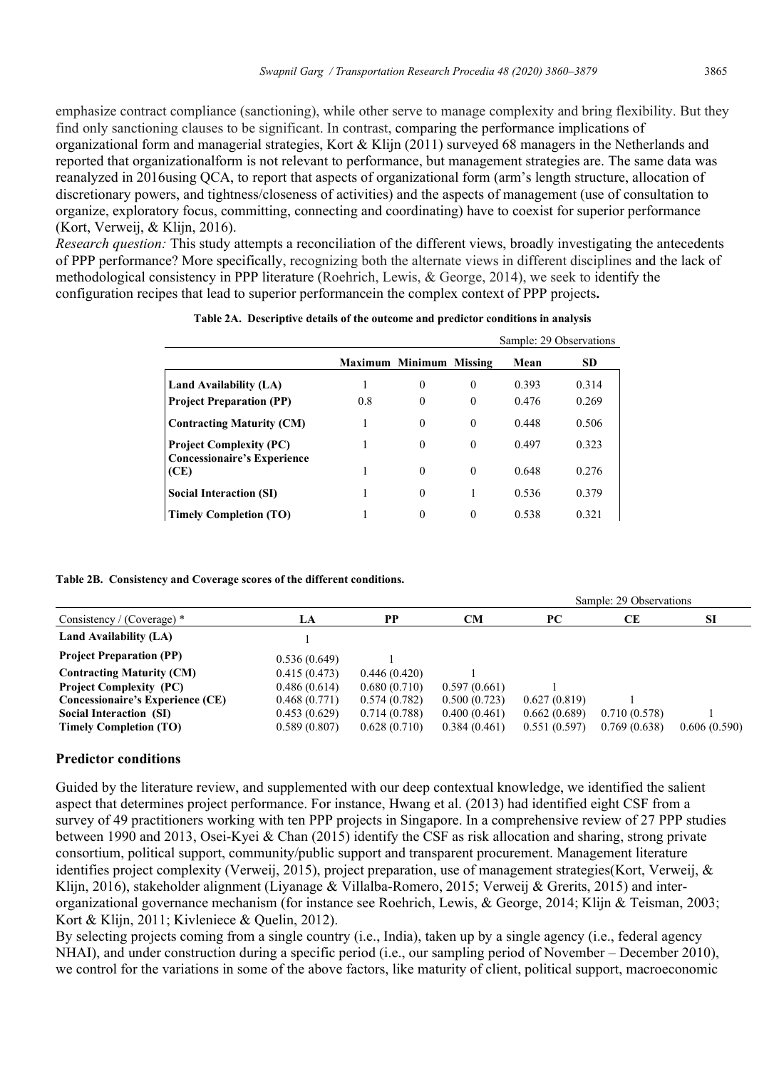emphasize contract compliance (sanctioning), while other serve to manage complexity and bring flexibility. But they find only sanctioning clauses to be significant. In contrast, comparing the performance implications of organizational form and managerial strategies, Kort & Klijn (2011) surveyed 68 managers in the Netherlands and reported that organizationalform is not relevant to performance, but management strategies are. The same data was reanalyzed in 2016using QCA, to report that aspects of organizational form (arm's length structure, allocation of discretionary powers, and tightness/closeness of activities) and the aspects of management (use of consultation to organize, exploratory focus, committing, connecting and coordinating) have to coexist for superior performance (Kort, Verweij, & Klijn, 2016).

*Research question:* This study attempts a reconciliation of the different views, broadly investigating the antecedents of PPP performance? More specifically, recognizing both the alternate views in different disciplines and the lack of methodological consistency in PPP literature (Roehrich, Lewis, & George, 2014), we seek to identify the configuration recipes that lead to superior performancein the complex context of PPP projects**.**

**Table 2A. Descriptive details of the outcome and predictor conditions in analysis**

Sample: 29 Observations

| | Maximum | Minimum | Missing | Mean | SD |
|---|---|---|---|---|---|
| **Land Availability (LA)** | 1 | 0 | 0 | 0.393 | 0.314 |
| **Project Preparation (PP)** | 0.8 | 0 | 0 | 0.476 | 0.269 |
| **Contracting Maturity (CM)** | 1 | 0 | 0 | 0.448 | 0.506 |
| **Project Complexity (PC)** | 1 | 0 | 0 | 0.497 | 0.323 |
| **Concessionaire's Experience (CE)** | 1 | 0 | 0 | 0.648 | 0.276 |
| **Social Interaction (SI)** | 1 | 0 | 1 | 0.536 | 0.379 |
| **Timely Completion (TO)** | 1 | 0 | 0 | 0.538 | 0.321 |

**Table 2B. Consistency and Coverage scores of the different conditions.**

Sample: 29 Observations

| Consistency / (Coverage) * | LA | PP | CM | PC | CE | SI |
|---|---|---|---|---|---|---|
| **Land Availability (LA)** | 1 | | | | | |
| **Project Preparation (PP)** | 0.536 (0.649) | 1 | | | | |
| **Contracting Maturity (CM)** | 0.415 (0.473) | 0.446 (0.420) | 1 | | | |
| **Project Complexity (PC)** | 0.486 (0.614) | 0.680 (0.710) | 0.597 (0.661) | 1 | | |
| **Concessionaire's Experience (CE)** | 0.468 (0.771) | 0.574 (0.782) | 0.500 (0.723) | 0.627 (0.819) | 1 | |
| **Social Interaction (SI)** | 0.453 (0.629) | 0.714 (0.788) | 0.400 (0.461) | 0.662 (0.689) | 0.710 (0.578) | 1 |
| **Timely Completion (TO)** | 0.589 (0.807) | 0.628 (0.710) | 0.384 (0.461) | 0.551 (0.597) | 0.769 (0.638) | 0.606 (0.590) |

## Predictor conditions

Guided by the literature review, and supplemented with our deep contextual knowledge, we identified the salient aspect that determines project performance. For instance, Hwang et al. (2013) had identified eight CSF from a survey of 49 practitioners working with ten PPP projects in Singapore. In a comprehensive review of 27 PPP studies between 1990 and 2013, Osei-Kyei & Chan (2015) identify the CSF as risk allocation and sharing, strong private consortium, political support, community/public support and transparent procurement. Management literature identifies project complexity (Verweij, 2015), project preparation, use of management strategies(Kort, Verweij, & Klijn, 2016), stakeholder alignment (Liyanage & Villalba-Romero, 2015; Verweij & Grerits, 2015) and inter-organizational governance mechanism (for instance see Roehrich, Lewis, & George, 2014; Klijn & Teisman, 2003; Kort & Klijn, 2011; Kivleniece & Quelin, 2012).

By selecting projects coming from a single country (i.e., India), taken up by a single agency (i.e., federal agency NHAI), and under construction during a specific period (i.e., our sampling period of November – December 2010), we control for the variations in some of the above factors, like maturity of client, political support, macroeconomic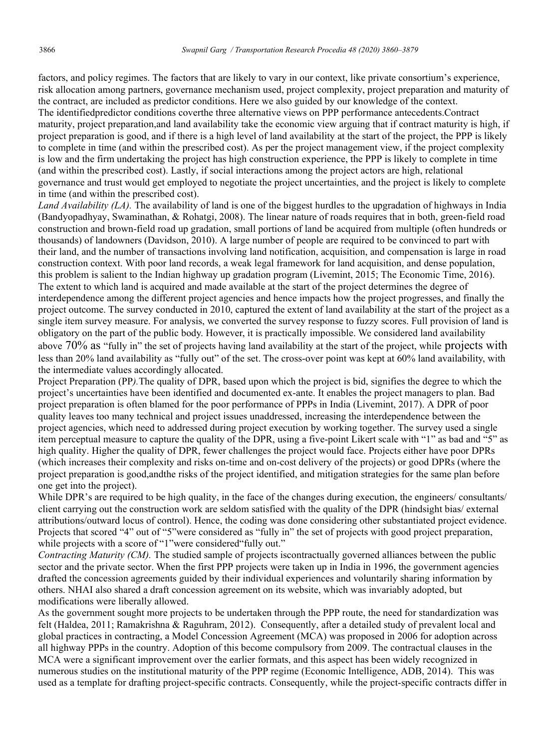factors, and policy regimes. The factors that are likely to vary in our context, like private consortium's experience, risk allocation among partners, governance mechanism used, project complexity, project preparation and maturity of the contract, are included as predictor conditions. Here we also guided by our knowledge of the context.

The identifiedpredictor conditions coverthe three alternative views on PPP performance antecedents.Contract maturity, project preparation,and land availability take the economic view arguing that if contract maturity is high, if project preparation is good, and if there is a high level of land availability at the start of the project, the PPP is likely to complete in time (and within the prescribed cost). As per the project management view, if the project complexity is low and the firm undertaking the project has high construction experience, the PPP is likely to complete in time (and within the prescribed cost). Lastly, if social interactions among the project actors are high, relational governance and trust would get employed to negotiate the project uncertainties, and the project is likely to complete in time (and within the prescribed cost).

*Land Availability (LA).* The availability of land is one of the biggest hurdles to the upgradation of highways in India (Bandyopadhyay, Swaminathan, & Rohatgi, 2008). The linear nature of roads requires that in both, green-field road construction and brown-field road up gradation, small portions of land be acquired from multiple (often hundreds or thousands) of landowners (Davidson, 2010). A large number of people are required to be convinced to part with their land, and the number of transactions involving land notification, acquisition, and compensation is large in road construction context. With poor land records, a weak legal framework for land acquisition, and dense population, this problem is salient to the Indian highway up gradation program (Livemint, 2015; The Economic Time, 2016). The extent to which land is acquired and made available at the start of the project determines the degree of interdependence among the different project agencies and hence impacts how the project progresses, and finally the project outcome. The survey conducted in 2010, captured the extent of land availability at the start of the project as a single item survey measure. For analysis, we converted the survey response to fuzzy scores. Full provision of land is obligatory on the part of the public body. However, it is practically impossible. We considered land availability above 70% as "fully in" the set of projects having land availability at the start of the project, while projects with less than 20% land availability as "fully out" of the set. The cross-over point was kept at 60% land availability, with the intermediate values accordingly allocated.

Project Preparation (PP*).*The quality of DPR, based upon which the project is bid, signifies the degree to which the project's uncertainties have been identified and documented ex-ante. It enables the project managers to plan. Bad project preparation is often blamed for the poor performance of PPPs in India (Livemint, 2017). A DPR of poor quality leaves too many technical and project issues unaddressed, increasing the interdependence between the project agencies, which need to addressed during project execution by working together. The survey used a single item perceptual measure to capture the quality of the DPR, using a five-point Likert scale with "1" as bad and "5" as high quality. Higher the quality of DPR, fewer challenges the project would face. Projects either have poor DPRs (which increases their complexity and risks on-time and on-cost delivery of the projects) or good DPRs (where the project preparation is good,andthe risks of the project identified, and mitigation strategies for the same plan before one get into the project).

While DPR's are required to be high quality, in the face of the changes during execution, the engineers/ consultants/ client carrying out the construction work are seldom satisfied with the quality of the DPR (hindsight bias/ external attributions/outward locus of control). Hence, the coding was done considering other substantiated project evidence. Projects that scored "4" out of "5"were considered as "fully in" the set of projects with good project preparation, while projects with a score of "1"were considered"fully out."

*Contracting Maturity (CM).* The studied sample of projects iscontractually governed alliances between the public sector and the private sector. When the first PPP projects were taken up in India in 1996, the government agencies drafted the concession agreements guided by their individual experiences and voluntarily sharing information by others. NHAI also shared a draft concession agreement on its website, which was invariably adopted, but modifications were liberally allowed.

As the government sought more projects to be undertaken through the PPP route, the need for standardization was felt (Haldea, 2011; Ramakrishna & Raguhram, 2012). Consequently, after a detailed study of prevalent local and global practices in contracting, a Model Concession Agreement (MCA) was proposed in 2006 for adoption across all highway PPPs in the country. Adoption of this become compulsory from 2009. The contractual clauses in the MCA were a significant improvement over the earlier formats, and this aspect has been widely recognized in numerous studies on the institutional maturity of the PPP regime (Economic Intelligence, ADB, 2014). This was used as a template for drafting project-specific contracts. Consequently, while the project-specific contracts differ in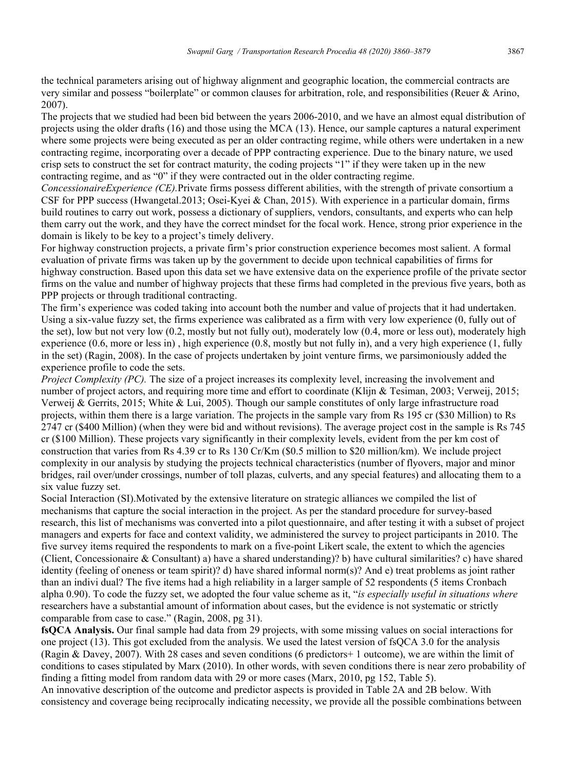the technical parameters arising out of highway alignment and geographic location, the commercial contracts are very similar and possess "boilerplate" or common clauses for arbitration, role, and responsibilities (Reuer & Arino, 2007).

The projects that we studied had been bid between the years 2006-2010, and we have an almost equal distribution of projects using the older drafts (16) and those using the MCA (13). Hence, our sample captures a natural experiment where some projects were being executed as per an older contracting regime, while others were undertaken in a new contracting regime, incorporating over a decade of PPP contracting experience. Due to the binary nature, we used crisp sets to construct the set for contract maturity, the coding projects "1" if they were taken up in the new contracting regime, and as "0" if they were contracted out in the older contracting regime.

*ConcessionaireExperience (CE).*Private firms possess different abilities, with the strength of private consortium a CSF for PPP success (Hwangetal.2013; Osei-Kyei & Chan, 2015). With experience in a particular domain, firms build routines to carry out work, possess a dictionary of suppliers, vendors, consultants, and experts who can help them carry out the work, and they have the correct mindset for the focal work. Hence, strong prior experience in the domain is likely to be key to a project's timely delivery.

For highway construction projects, a private firm's prior construction experience becomes most salient. A formal evaluation of private firms was taken up by the government to decide upon technical capabilities of firms for highway construction. Based upon this data set we have extensive data on the experience profile of the private sector firms on the value and number of highway projects that these firms had completed in the previous five years, both as PPP projects or through traditional contracting.

The firm's experience was coded taking into account both the number and value of projects that it had undertaken. Using a six-value fuzzy set, the firms experience was calibrated as a firm with very low experience (0, fully out of the set), low but not very low (0.2, mostly but not fully out), moderately low (0.4, more or less out), moderately high experience (0.6, more or less in) , high experience (0.8, mostly but not fully in), and a very high experience (1, fully in the set) (Ragin, 2008). In the case of projects undertaken by joint venture firms, we parsimoniously added the experience profile to code the sets.

*Project Complexity (PC).* The size of a project increases its complexity level, increasing the involvement and number of project actors, and requiring more time and effort to coordinate (Klijn & Tesiman, 2003; Verweij, 2015; Verweij & Gerrits, 2015; White & Lui, 2005). Though our sample constitutes of only large infrastructure road projects, within them there is a large variation. The projects in the sample vary from Rs 195 cr ($30 Million) to Rs 2747 cr ($400 Million) (when they were bid and without revisions). The average project cost in the sample is Rs 745 cr ($100 Million). These projects vary significantly in their complexity levels, evident from the per km cost of construction that varies from Rs 4.39 cr to Rs 130 Cr/Km ($0.5 million to $20 million/km). We include project complexity in our analysis by studying the projects technical characteristics (number of flyovers, major and minor bridges, rail over/under crossings, number of toll plazas, culverts, and any special features) and allocating them to a six value fuzzy set.

Social Interaction (SI).Motivated by the extensive literature on strategic alliances we compiled the list of mechanisms that capture the social interaction in the project. As per the standard procedure for survey-based research, this list of mechanisms was converted into a pilot questionnaire, and after testing it with a subset of project managers and experts for face and context validity, we administered the survey to project participants in 2010. The five survey items required the respondents to mark on a five-point Likert scale, the extent to which the agencies (Client, Concessionaire & Consultant) a) have a shared understanding)? b) have cultural similarities? c) have shared identity (feeling of oneness or team spirit)? d) have shared informal norm(s)? And e) treat problems as joint rather than an indivi dual? The five items had a high reliability in a larger sample of 52 respondents (5 items Cronbach alpha 0.90). To code the fuzzy set, we adopted the four value scheme as it, "*is especially useful in situations where* researchers have a substantial amount of information about cases, but the evidence is not systematic or strictly comparable from case to case." (Ragin, 2008, pg 31).

**fsQCA Analysis.** Our final sample had data from 29 projects, with some missing values on social interactions for one project (13). This got excluded from the analysis. We used the latest version of fsQCA 3.0 for the analysis (Ragin & Davey, 2007). With 28 cases and seven conditions (6 predictors+ 1 outcome), we are within the limit of conditions to cases stipulated by Marx (2010). In other words, with seven conditions there is near zero probability of finding a fitting model from random data with 29 or more cases (Marx, 2010, pg 152, Table 5).

An innovative description of the outcome and predictor aspects is provided in Table 2A and 2B below. With consistency and coverage being reciprocally indicating necessity, we provide all the possible combinations between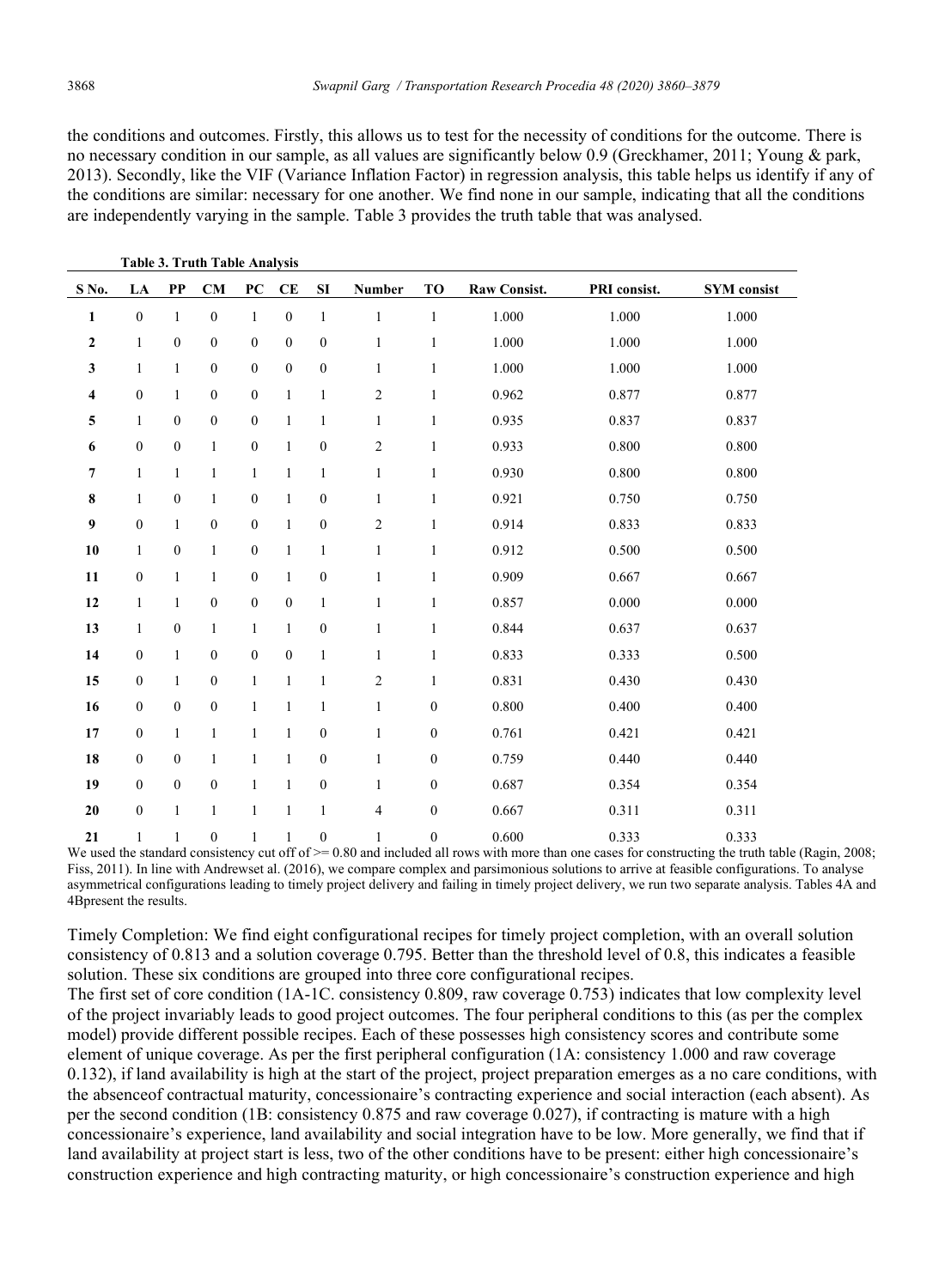the conditions and outcomes. Firstly, this allows us to test for the necessity of conditions for the outcome. There is no necessary condition in our sample, as all values are significantly below 0.9 (Greckhamer, 2011; Young & park, 2013). Secondly, like the VIF (Variance Inflation Factor) in regression analysis, this table helps us identify if any of the conditions are similar: necessary for one another. We find none in our sample, indicating that all the conditions are independently varying in the sample. Table 3 provides the truth table that was analysed.

**Table 3. Truth Table Analysis**

| S No. | LA | PP | CM | PC | CE | SI | Number | TO | Raw Consist. | PRI consist. | SYM consist |
|---|---|---|---|---|---|---|---|---|---|---|---|
| **1** | 0 | 1 | 0 | 1 | 0 | 1 | 1 | 1 | 1.000 | 1.000 | 1.000 |
| **2** | 1 | 0 | 0 | 0 | 0 | 0 | 1 | 1 | 1.000 | 1.000 | 1.000 |
| **3** | 1 | 1 | 0 | 0 | 0 | 0 | 1 | 1 | 1.000 | 1.000 | 1.000 |
| **4** | 0 | 1 | 0 | 0 | 1 | 1 | 2 | 1 | 0.962 | 0.877 | 0.877 |
| **5** | 1 | 0 | 0 | 0 | 1 | 1 | 1 | 1 | 0.935 | 0.837 | 0.837 |
| **6** | 0 | 0 | 1 | 0 | 1 | 0 | 2 | 1 | 0.933 | 0.800 | 0.800 |
| **7** | 1 | 1 | 1 | 1 | 1 | 1 | 1 | 1 | 0.930 | 0.800 | 0.800 |
| **8** | 1 | 0 | 1 | 0 | 1 | 0 | 1 | 1 | 0.921 | 0.750 | 0.750 |
| **9** | 0 | 1 | 0 | 0 | 1 | 0 | 2 | 1 | 0.914 | 0.833 | 0.833 |
| **10** | 1 | 0 | 1 | 0 | 1 | 1 | 1 | 1 | 0.912 | 0.500 | 0.500 |
| **11** | 0 | 1 | 1 | 0 | 1 | 0 | 1 | 1 | 0.909 | 0.667 | 0.667 |
| **12** | 1 | 1 | 0 | 0 | 0 | 1 | 1 | 1 | 0.857 | 0.000 | 0.000 |
| **13** | 1 | 0 | 1 | 1 | 1 | 0 | 1 | 1 | 0.844 | 0.637 | 0.637 |
| **14** | 0 | 1 | 0 | 0 | 0 | 1 | 1 | 1 | 0.833 | 0.333 | 0.500 |
| **15** | 0 | 1 | 0 | 1 | 1 | 1 | 2 | 1 | 0.831 | 0.430 | 0.430 |
| **16** | 0 | 0 | 0 | 1 | 1 | 1 | 1 | 0 | 0.800 | 0.400 | 0.400 |
| **17** | 0 | 1 | 1 | 1 | 1 | 0 | 1 | 0 | 0.761 | 0.421 | 0.421 |
| **18** | 0 | 0 | 1 | 1 | 1 | 0 | 1 | 0 | 0.759 | 0.440 | 0.440 |
| **19** | 0 | 0 | 0 | 1 | 1 | 0 | 1 | 0 | 0.687 | 0.354 | 0.354 |
| **20** | 0 | 1 | 1 | 1 | 1 | 1 | 4 | 0 | 0.667 | 0.311 | 0.311 |
| **21** | 1 | 1 | 0 | 1 | 1 | 0 | 1 | 0 | 0.600 | 0.333 | 0.333 |

We used the standard consistency cut off of >= 0.80 and included all rows with more than one cases for constructing the truth table (Ragin, 2008; Fiss, 2011). In line with Andrewset al. (2016), we compare complex and parsimonious solutions to arrive at feasible configurations. To analyse asymmetrical configurations leading to timely project delivery and failing in timely project delivery, we run two separate analysis. Tables 4A and 4Bpresent the results.

Timely Completion: We find eight configurational recipes for timely project completion, with an overall solution consistency of 0.813 and a solution coverage 0.795. Better than the threshold level of 0.8, this indicates a feasible solution. These six conditions are grouped into three core configurational recipes.

The first set of core condition (1A-1C. consistency 0.809, raw coverage 0.753) indicates that low complexity level of the project invariably leads to good project outcomes. The four peripheral conditions to this (as per the complex model) provide different possible recipes. Each of these possesses high consistency scores and contribute some element of unique coverage. As per the first peripheral configuration (1A: consistency 1.000 and raw coverage 0.132), if land availability is high at the start of the project, project preparation emerges as a no care conditions, with the absenceof contractual maturity, concessionaire's contracting experience and social interaction (each absent). As per the second condition (1B: consistency 0.875 and raw coverage 0.027), if contracting is mature with a high concessionaire's experience, land availability and social integration have to be low. More generally, we find that if land availability at project start is less, two of the other conditions have to be present: either high concessionaire's construction experience and high contracting maturity, or high concessionaire's construction experience and high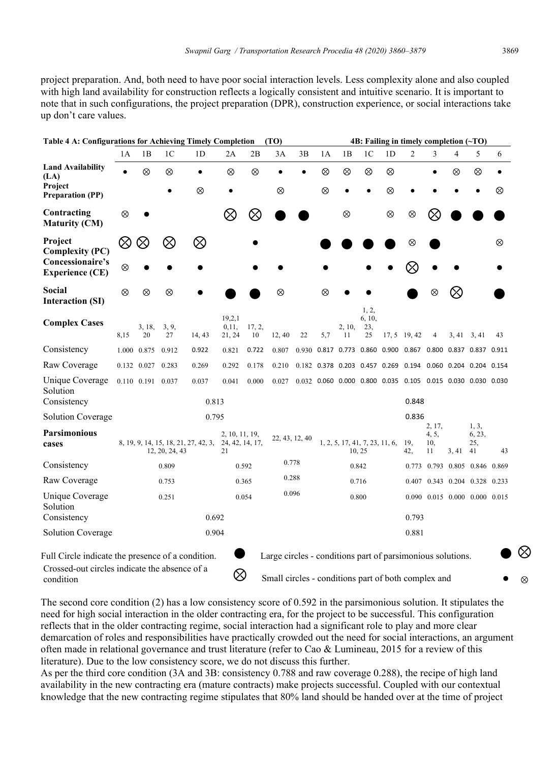project preparation. And, both need to have poor social interaction levels. Less complexity alone and also coupled with high land availability for construction reflects a logically consistent and intuitive scenario. It is important to note that in such configurations, the project preparation (DPR), construction experience, or social interactions take up don't care values.

**Table 4 A: Configurations for Achieving Timely Completion (TO) — 4B: Failing in timely completion (~TO)**

| | 4A: 1A | 1B | 1C | 1D | 2A | 2B | 3A | 3B | 4B: 1A | 1B | 1C | 1D | 2 | 3 | 4 | 5 | 6 |
|---|---|---|---|---|---|---|---|---|---|---|---|---|---|---|---|---|---|
| **Land Availability (LA)** | ● | ⊗ | ⊗ | ● | ⊗ | ⊗ | ● | ● | ⊗ | ⊗ | ⊗ | ⊗ | | ● | ⊗ | ⊗ | ● |
| **Project Preparation (PP)** | | | ● | ⊗ | ● | | ⊗ | | ⊗ | ● | ● | ⊗ | ● | ● | ● | ● | ⊗ |
| **Contracting Maturity (CM)** | ⊗ | ● | | | ⨂ | ⨂ | ⬤ | ⬤ | | ⊗ | | ⊗ | ⊗ | ⨂ | ⬤ | ⬤ | ⬤ |
| **Project Complexity (PC)** | ⨂ | ⨂ | ⨂ | ⨂ | | ● | | | ⬤ | ⬤ | ⬤ | ⬤ | ⊗ | ⬤ | | | ⊗ |
| **Concessionaire's Experience (CE)** | ⊗ | ● | ● | ● | | ● | ● | | ● | | ● | ● | ⨂ | ● | ● | | ● |
| **Social Interaction (SI)** | ⊗ | ⊗ | ⊗ | ● | ⬤ | ⬤ | ⊗ | | ⊗ | ● | ● | | ⬤ | ⊗ | ⨂ | | ⬤ |
| **Complex Cases** | 8,15 | 3, 18, 20 | 3, 9, 27 | 14, 43 | 19,2,10,11, 21, 24 | 17, 2, 10 | 12, 40 | 22 | 5,7 | 2, 10, 11 | 1, 2, 6, 10, 23, 25 | 17, 5 | 19, 42 | 4 | 3, 41 | 3, 41 | 43 |
| Consistency | 1.000 | 0.875 | 0.912 | 0.922 | 0.821 | 0.722 | 0.807 | 0.930 | 0.817 | 0.773 | 0.860 | 0.900 | 0.867 | 0.800 | 0.837 | 0.837 | 0.911 |
| Raw Coverage | 0.132 | 0.027 | 0.283 | 0.269 | 0.292 | 0.178 | 0.210 | 0.182 | 0.378 | 0.203 | 0.457 | 0.269 | 0.194 | 0.060 | 0.204 | 0.204 | 0.154 |
| Unique Coverage | 0.110 | 0.191 | 0.037 | 0.037 | 0.041 | 0.000 | 0.027 | 0.032 | 0.060 | 0.000 | 0.800 | 0.035 | 0.105 | 0.015 | 0.030 | 0.030 | 0.030 |
| Solution Consistency | 0.813 | | | | | | | | 0.848 | | | | | | | | |
| Solution Coverage | 0.795 | | | | | | | | 0.836 | | | | | | | | |
| **Parsimonious cases** | 8, 19, 9, 14, 15, 18, 21, 27, 42, 3, 12, 20, 24, 43 | | | | 2, 10, 11, 19, 24, 42, 14, 17, 21 | | 22, 43, 12, 40 | | 1, 2, 5, 17, 41, 7, 23, 11, 6, 10, 25 | | | | 19, 42, | 2, 17, 4, 5, 10, 11 | 3, 41 | 1, 3, 6, 23, 25, 41 | 43 |
| Consistency | 0.809 | | | | 0.592 | | 0.778 | | 0.842 | | | | 0.773 | 0.793 | 0.805 | 0.846 | 0.869 |
| Raw Coverage | 0.753 | | | | 0.365 | | 0.288 | | 0.716 | | | | 0.407 | 0.343 | 0.204 | 0.328 | 0.233 |
| Unique Coverage | 0.251 | | | | 0.054 | | 0.096 | | 0.800 | | | | 0.090 | 0.015 | 0.000 | 0.000 | 0.015 |
| Solution Consistency | 0.692 | | | | | | | | 0.793 | | | | | | | | |
| Solution Coverage | 0.904 | | | | | | | | 0.881 | | | | | | | | |

Full Circle indicate the presence of a condition. ⬤ Large circles - conditions part of parsimonious solutions. ⬤ ⨂

Crossed-out circles indicate the absence of a condition ⨂ Small circles - conditions part of both complex and ● ⊗

The second core condition (2) has a low consistency score of 0.592 in the parsimonious solution. It stipulates the need for high social interaction in the older contracting era, for the project to be successful. This configuration reflects that in the older contracting regime, social interaction had a significant role to play and more clear demarcation of roles and responsibilities have practically crowded out the need for social interactions, an argument often made in relational governance and trust literature (refer to Cao & Lumineau, 2015 for a review of this literature). Due to the low consistency score, we do not discuss this further.

As per the third core condition (3A and 3B: consistency 0.788 and raw coverage 0.288), the recipe of high land availability in the new contracting era (mature contracts) make projects successful. Coupled with our contextual knowledge that the new contracting regime stipulates that 80% land should be handed over at the time of project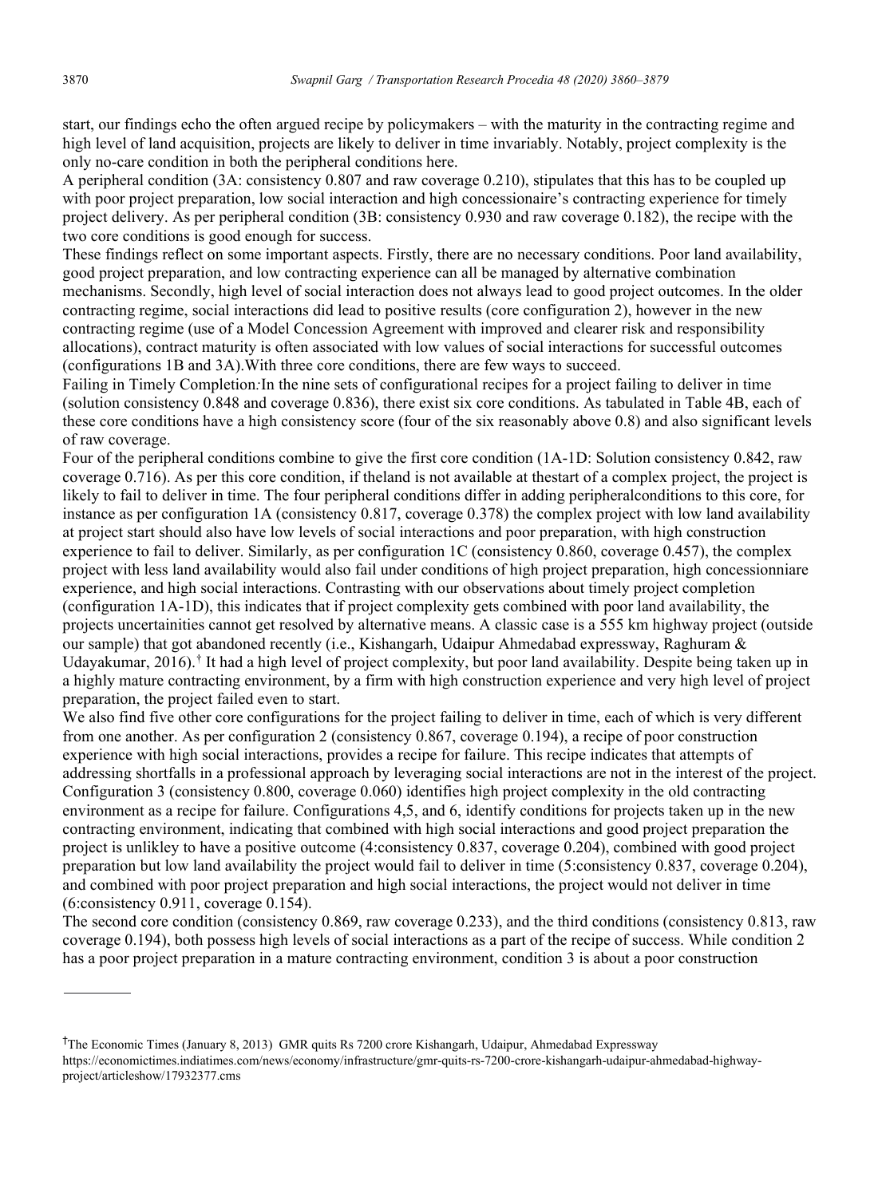start, our findings echo the often argued recipe by policymakers – with the maturity in the contracting regime and high level of land acquisition, projects are likely to deliver in time invariably. Notably, project complexity is the only no-care condition in both the peripheral conditions here.

A peripheral condition (3A: consistency 0.807 and raw coverage 0.210), stipulates that this has to be coupled up with poor project preparation, low social interaction and high concessionaire's contracting experience for timely project delivery. As per peripheral condition (3B: consistency 0.930 and raw coverage 0.182), the recipe with the two core conditions is good enough for success.

These findings reflect on some important aspects. Firstly, there are no necessary conditions. Poor land availability, good project preparation, and low contracting experience can all be managed by alternative combination mechanisms. Secondly, high level of social interaction does not always lead to good project outcomes. In the older contracting regime, social interactions did lead to positive results (core configuration 2), however in the new contracting regime (use of a Model Concession Agreement with improved and clearer risk and responsibility allocations), contract maturity is often associated with low values of social interactions for successful outcomes (configurations 1B and 3A).With three core conditions, there are few ways to succeed.

*Failing in Timely Completion:* In the nine sets of configurational recipes for a project failing to deliver in time (solution consistency 0.848 and coverage 0.836), there exist six core conditions. As tabulated in Table 4B, each of these core conditions have a high consistency score (four of the six reasonably above 0.8) and also significant levels of raw coverage.

Four of the peripheral conditions combine to give the first core condition (1A-1D: Solution consistency 0.842, raw coverage 0.716). As per this core condition, if theland is not available at thestart of a complex project, the project is likely to fail to deliver in time. The four peripheral conditions differ in adding peripheralconditions to this core, for instance as per configuration 1A (consistency 0.817, coverage 0.378) the complex project with low land availability at project start should also have low levels of social interactions and poor preparation, with high construction experience to fail to deliver. Similarly, as per configuration 1C (consistency 0.860, coverage 0.457), the complex project with less land availability would also fail under conditions of high project preparation, high concessionniare experience, and high social interactions. Contrasting with our observations about timely project completion (configuration 1A-1D), this indicates that if project complexity gets combined with poor land availability, the projects uncertainities cannot get resolved by alternative means. A classic case is a 555 km highway project (outside our sample) that got abandoned recently (i.e., Kishangarh, Udaipur Ahmedabad expressway, Raghuram & Udayakumar, 2016).[†] It had a high level of project complexity, but poor land availability. Despite being taken up in a highly mature contracting environment, by a firm with high construction experience and very high level of project preparation, the project failed even to start.

We also find five other core configurations for the project failing to deliver in time, each of which is very different from one another. As per configuration 2 (consistency 0.867, coverage 0.194), a recipe of poor construction experience with high social interactions, provides a recipe for failure. This recipe indicates that attempts of addressing shortfalls in a professional approach by leveraging social interactions are not in the interest of the project. Configuration 3 (consistency 0.800, coverage 0.060) identifies high project complexity in the old contracting environment as a recipe for failure. Configurations 4,5, and 6, identify conditions for projects taken up in the new contracting environment, indicating that combined with high social interactions and good project preparation the project is unlikley to have a positive outcome (4:consistency 0.837, coverage 0.204), combined with good project preparation but low land availability the project would fail to deliver in time (5:consistency 0.837, coverage 0.204), and combined with poor project preparation and high social interactions, the project would not deliver in time (6:consistency 0.911, coverage 0.154).

The second core condition (consistency 0.869, raw coverage 0.233), and the third conditions (consistency 0.813, raw coverage 0.194), both possess high levels of social interactions as a part of the recipe of success. While condition 2 has a poor project preparation in a mature contracting environment, condition 3 is about a poor construction

---

[†] The Economic Times (January 8, 2013) GMR quits Rs 7200 crore Kishangarh, Udaipur, Ahmedabad Expressway https://economictimes.indiatimes.com/news/economy/infrastructure/gmr-quits-rs-7200-crore-kishangarh-udaipur-ahmedabad-highway-project/articleshow/17932377.cms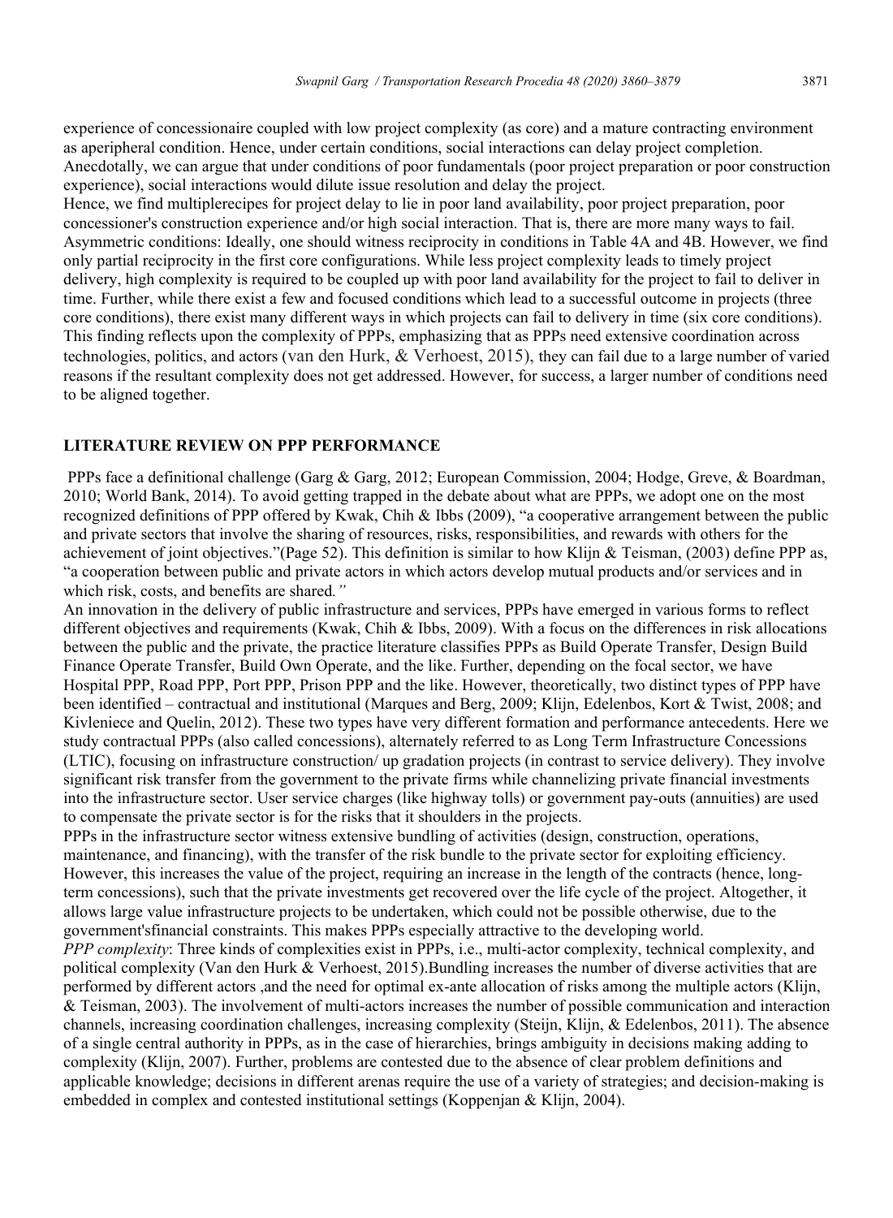experience of concessionaire coupled with low project complexity (as core) and a mature contracting environment as aperipheral condition. Hence, under certain conditions, social interactions can delay project completion. Anecdotally, we can argue that under conditions of poor fundamentals (poor project preparation or poor construction experience), social interactions would dilute issue resolution and delay the project.

Hence, we find multiplerecipes for project delay to lie in poor land availability, poor project preparation, poor concessioner's construction experience and/or high social interaction. That is, there are more many ways to fail.

Asymmetric conditions: Ideally, one should witness reciprocity in conditions in Table 4A and 4B. However, we find only partial reciprocity in the first core configurations. While less project complexity leads to timely project delivery, high complexity is required to be coupled up with poor land availability for the project to fail to deliver in time. Further, while there exist a few and focused conditions which lead to a successful outcome in projects (three core conditions), there exist many different ways in which projects can fail to delivery in time (six core conditions). This finding reflects upon the complexity of PPPs, emphasizing that as PPPs need extensive coordination across technologies, politics, and actors (van den Hurk, & Verhoest, 2015), they can fail due to a large number of varied reasons if the resultant complexity does not get addressed. However, for success, a larger number of conditions need to be aligned together.

## LITERATURE REVIEW ON PPP PERFORMANCE

PPPs face a definitional challenge (Garg & Garg, 2012; European Commission, 2004; Hodge, Greve, & Boardman, 2010; World Bank, 2014). To avoid getting trapped in the debate about what are PPPs, we adopt one on the most recognized definitions of PPP offered by Kwak, Chih & Ibbs (2009), "a cooperative arrangement between the public and private sectors that involve the sharing of resources, risks, responsibilities, and rewards with others for the achievement of joint objectives."(Page 52). This definition is similar to how Klijn & Teisman, (2003) define PPP as, "a cooperation between public and private actors in which actors develop mutual products and/or services and in which risk, costs, and benefits are shared*."*

An innovation in the delivery of public infrastructure and services, PPPs have emerged in various forms to reflect different objectives and requirements (Kwak, Chih & Ibbs, 2009). With a focus on the differences in risk allocations between the public and the private, the practice literature classifies PPPs as Build Operate Transfer, Design Build Finance Operate Transfer, Build Own Operate, and the like. Further, depending on the focal sector, we have Hospital PPP, Road PPP, Port PPP, Prison PPP and the like. However, theoretically, two distinct types of PPP have been identified – contractual and institutional (Marques and Berg, 2009; Klijn, Edelenbos, Kort & Twist, 2008; and Kivleniece and Quelin, 2012). These two types have very different formation and performance antecedents. Here we study contractual PPPs (also called concessions), alternately referred to as Long Term Infrastructure Concessions (LTIC), focusing on infrastructure construction/ up gradation projects (in contrast to service delivery). They involve significant risk transfer from the government to the private firms while channelizing private financial investments into the infrastructure sector. User service charges (like highway tolls) or government pay-outs (annuities) are used to compensate the private sector is for the risks that it shoulders in the projects.

PPPs in the infrastructure sector witness extensive bundling of activities (design, construction, operations, maintenance, and financing), with the transfer of the risk bundle to the private sector for exploiting efficiency. However, this increases the value of the project, requiring an increase in the length of the contracts (hence, long-term concessions), such that the private investments get recovered over the life cycle of the project. Altogether, it allows large value infrastructure projects to be undertaken, which could not be possible otherwise, due to the government'sfinancial constraints. This makes PPPs especially attractive to the developing world.

*PPP complexity*: Three kinds of complexities exist in PPPs, i.e., multi-actor complexity, technical complexity, and political complexity (Van den Hurk & Verhoest, 2015).Bundling increases the number of diverse activities that are performed by different actors ,and the need for optimal ex-ante allocation of risks among the multiple actors (Klijn, & Teisman, 2003). The involvement of multi-actors increases the number of possible communication and interaction channels, increasing coordination challenges, increasing complexity (Steijn, Klijn, & Edelenbos, 2011). The absence of a single central authority in PPPs, as in the case of hierarchies, brings ambiguity in decisions making adding to complexity (Klijn, 2007). Further, problems are contested due to the absence of clear problem definitions and applicable knowledge; decisions in different arenas require the use of a variety of strategies; and decision-making is embedded in complex and contested institutional settings (Koppenjan & Klijn, 2004).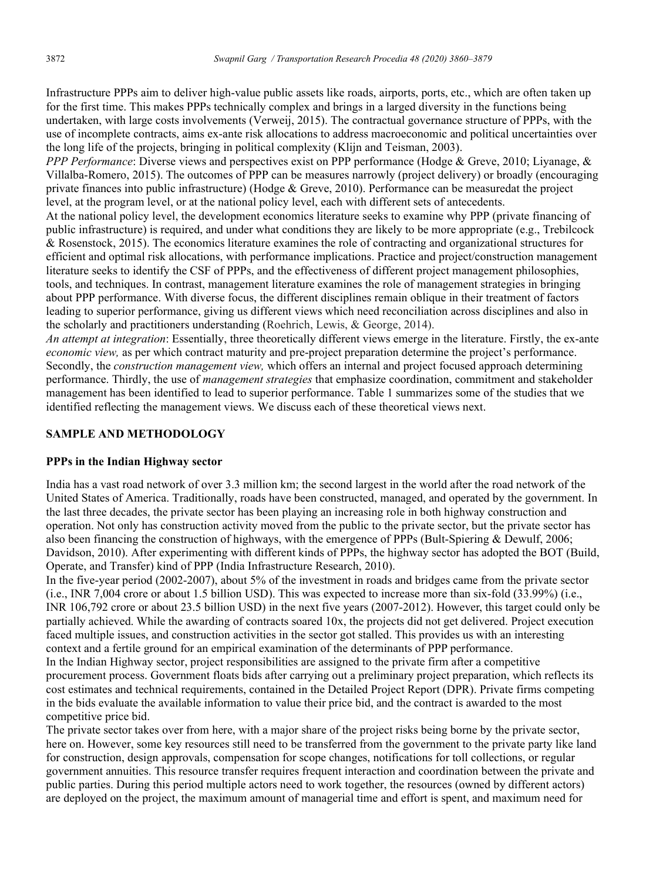Infrastructure PPPs aim to deliver high-value public assets like roads, airports, ports, etc., which are often taken up for the first time. This makes PPPs technically complex and brings in a larged diversity in the functions being undertaken, with large costs involvements (Verweij, 2015). The contractual governance structure of PPPs, with the use of incomplete contracts, aims ex-ante risk allocations to address macroeconomic and political uncertainties over the long life of the projects, bringing in political complexity (Klijn and Teisman, 2003).

*PPP Performance*: Diverse views and perspectives exist on PPP performance (Hodge & Greve, 2010; Liyanage, & Villalba-Romero, 2015). The outcomes of PPP can be measures narrowly (project delivery) or broadly (encouraging private finances into public infrastructure) (Hodge & Greve, 2010). Performance can be measuredat the project level, at the program level, or at the national policy level, each with different sets of antecedents.

At the national policy level, the development economics literature seeks to examine why PPP (private financing of public infrastructure) is required, and under what conditions they are likely to be more appropriate (e.g., Trebilcock & Rosenstock, 2015). The economics literature examines the role of contracting and organizational structures for efficient and optimal risk allocations, with performance implications. Practice and project/construction management literature seeks to identify the CSF of PPPs, and the effectiveness of different project management philosophies, tools, and techniques. In contrast, management literature examines the role of management strategies in bringing about PPP performance. With diverse focus, the different disciplines remain oblique in their treatment of factors leading to superior performance, giving us different views which need reconciliation across disciplines and also in the scholarly and practitioners understanding (Roehrich, Lewis, & George, 2014).

*An attempt at integration*: Essentially, three theoretically different views emerge in the literature. Firstly, the ex-ante *economic view,* as per which contract maturity and pre-project preparation determine the project's performance. Secondly, the *construction management view,* which offers an internal and project focused approach determining performance. Thirdly, the use of *management strategies* that emphasize coordination, commitment and stakeholder management has been identified to lead to superior performance. Table 1 summarizes some of the studies that we identified reflecting the management views. We discuss each of these theoretical views next.

## SAMPLE AND METHODOLOGY

### PPPs in the Indian Highway sector

India has a vast road network of over 3.3 million km; the second largest in the world after the road network of the United States of America. Traditionally, roads have been constructed, managed, and operated by the government. In the last three decades, the private sector has been playing an increasing role in both highway construction and operation. Not only has construction activity moved from the public to the private sector, but the private sector has also been financing the construction of highways, with the emergence of PPPs (Bult-Spiering & Dewulf, 2006; Davidson, 2010). After experimenting with different kinds of PPPs, the highway sector has adopted the BOT (Build, Operate, and Transfer) kind of PPP (India Infrastructure Research, 2010).

In the five-year period (2002-2007), about 5% of the investment in roads and bridges came from the private sector (i.e., INR 7,004 crore or about 1.5 billion USD). This was expected to increase more than six-fold (33.99%) (i.e., INR 106,792 crore or about 23.5 billion USD) in the next five years (2007-2012). However, this target could only be partially achieved. While the awarding of contracts soared 10x, the projects did not get delivered. Project execution faced multiple issues, and construction activities in the sector got stalled. This provides us with an interesting context and a fertile ground for an empirical examination of the determinants of PPP performance.

In the Indian Highway sector, project responsibilities are assigned to the private firm after a competitive procurement process. Government floats bids after carrying out a preliminary project preparation, which reflects its cost estimates and technical requirements, contained in the Detailed Project Report (DPR). Private firms competing in the bids evaluate the available information to value their price bid, and the contract is awarded to the most competitive price bid.

The private sector takes over from here, with a major share of the project risks being borne by the private sector, here on. However, some key resources still need to be transferred from the government to the private party like land for construction, design approvals, compensation for scope changes, notifications for toll collections, or regular government annuities. This resource transfer requires frequent interaction and coordination between the private and public parties. During this period multiple actors need to work together, the resources (owned by different actors) are deployed on the project, the maximum amount of managerial time and effort is spent, and maximum need for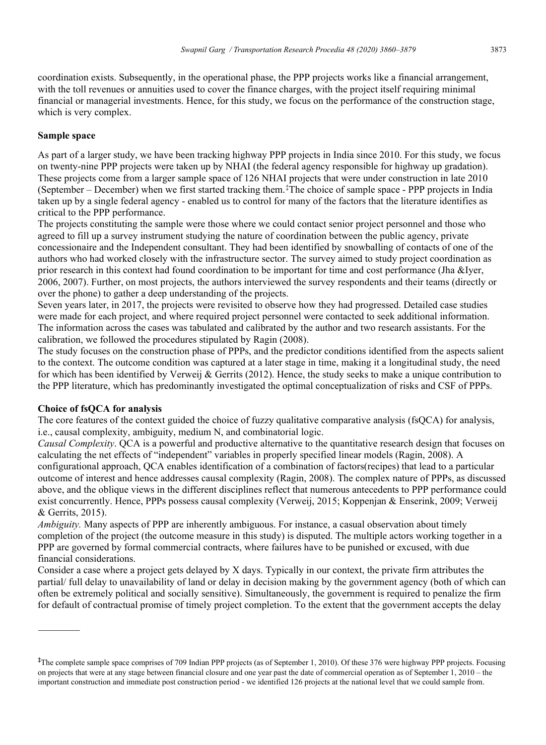coordination exists. Subsequently, in the operational phase, the PPP projects works like a financial arrangement, with the toll revenues or annuities used to cover the finance charges, with the project itself requiring minimal financial or managerial investments. Hence, for this study, we focus on the performance of the construction stage, which is very complex.

**Sample space**

As part of a larger study, we have been tracking highway PPP projects in India since 2010. For this study, we focus on twenty-nine PPP projects were taken up by NHAI (the federal agency responsible for highway up gradation). These projects come from a larger sample space of 126 NHAI projects that were under construction in late 2010 (September – December) when we first started tracking them.[‡] The choice of sample space - PPP projects in India taken up by a single federal agency - enabled us to control for many of the factors that the literature identifies as critical to the PPP performance.

The projects constituting the sample were those where we could contact senior project personnel and those who agreed to fill up a survey instrument studying the nature of coordination between the public agency, private concessionaire and the Independent consultant. They had been identified by snowballing of contacts of one of the authors who had worked closely with the infrastructure sector. The survey aimed to study project coordination as prior research in this context had found coordination to be important for time and cost performance (Jha &Iyer, 2006, 2007). Further, on most projects, the authors interviewed the survey respondents and their teams (directly or over the phone) to gather a deep understanding of the projects.

Seven years later, in 2017, the projects were revisited to observe how they had progressed. Detailed case studies were made for each project, and where required project personnel were contacted to seek additional information. The information across the cases was tabulated and calibrated by the author and two research assistants. For the calibration, we followed the procedures stipulated by Ragin (2008).

The study focuses on the construction phase of PPPs, and the predictor conditions identified from the aspects salient to the context. The outcome condition was captured at a later stage in time, making it a longitudinal study, the need for which has been identified by Verweij & Gerrits (2012). Hence, the study seeks to make a unique contribution to the PPP literature, which has predominantly investigated the optimal conceptualization of risks and CSF of PPPs.

**Choice of fsQCA for analysis**

The core features of the context guided the choice of fuzzy qualitative comparative analysis (fsQCA) for analysis, i.e., causal complexity, ambiguity, medium N, and combinatorial logic.

*Causal Complexity*. QCA is a powerful and productive alternative to the quantitative research design that focuses on calculating the net effects of "independent" variables in properly specified linear models (Ragin, 2008). A configurational approach, QCA enables identification of a combination of factors(recipes) that lead to a particular outcome of interest and hence addresses causal complexity (Ragin, 2008). The complex nature of PPPs, as discussed above, and the oblique views in the different disciplines reflect that numerous antecedents to PPP performance could exist concurrently. Hence, PPPs possess causal complexity (Verweij, 2015; Koppenjan & Enserink, 2009; Verweij & Gerrits, 2015).

*Ambiguity.* Many aspects of PPP are inherently ambiguous. For instance, a casual observation about timely completion of the project (the outcome measure in this study) is disputed. The multiple actors working together in a PPP are governed by formal commercial contracts, where failures have to be punished or excused, with due financial considerations.

Consider a case where a project gets delayed by X days. Typically in our context, the private firm attributes the partial/ full delay to unavailability of land or delay in decision making by the government agency (both of which can often be extremely political and socially sensitive). Simultaneously, the government is required to penalize the firm for default of contractual promise of timely project completion. To the extent that the government accepts the delay

[‡] The complete sample space comprises of 709 Indian PPP projects (as of September 1, 2010). Of these 376 were highway PPP projects. Focusing on projects that were at any stage between financial closure and one year past the date of commercial operation as of September 1, 2010 – the important construction and immediate post construction period - we identified 126 projects at the national level that we could sample from.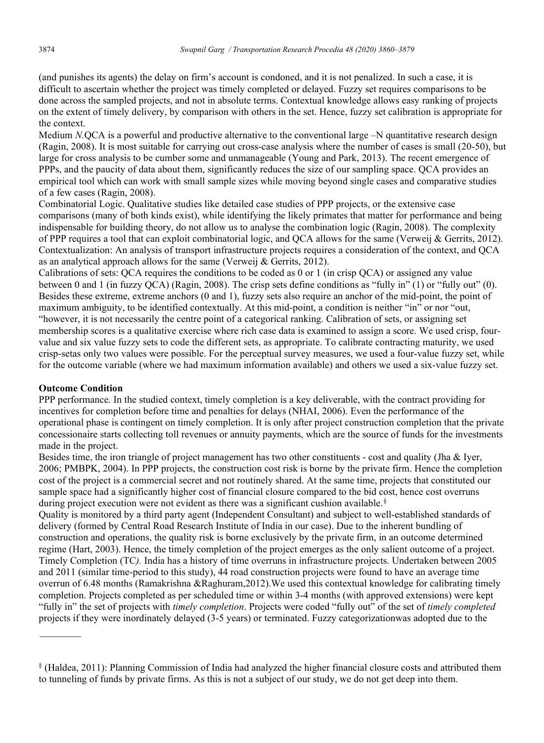(and punishes its agents) the delay on firm's account is condoned, and it is not penalized. In such a case, it is difficult to ascertain whether the project was timely completed or delayed. Fuzzy set requires comparisons to be done across the sampled projects, and not in absolute terms. Contextual knowledge allows easy ranking of projects on the extent of timely delivery, by comparison with others in the set. Hence, fuzzy set calibration is appropriate for the context.

Medium *N*.QCA is a powerful and productive alternative to the conventional large –N quantitative research design (Ragin, 2008). It is most suitable for carrying out cross-case analysis where the number of cases is small (20-50), but large for cross analysis to be cumber some and unmanageable (Young and Park, 2013). The recent emergence of PPPs, and the paucity of data about them, significantly reduces the size of our sampling space. QCA provides an empirical tool which can work with small sample sizes while moving beyond single cases and comparative studies of a few cases (Ragin, 2008).

Combinatorial Logic. Qualitative studies like detailed case studies of PPP projects, or the extensive case comparisons (many of both kinds exist), while identifying the likely primates that matter for performance and being indispensable for building theory, do not allow us to analyse the combination logic (Ragin, 2008). The complexity of PPP requires a tool that can exploit combinatorial logic, and QCA allows for the same (Verweij & Gerrits, 2012).

Contextualization: An analysis of transport infrastructure projects requires a consideration of the context, and QCA as an analytical approach allows for the same (Verweij & Gerrits, 2012).

Calibrations of sets: QCA requires the conditions to be coded as 0 or 1 (in crisp QCA) or assigned any value between 0 and 1 (in fuzzy QCA) (Ragin, 2008). The crisp sets define conditions as "fully in" (1) or "fully out" (0). Besides these extreme, extreme anchors (0 and 1), fuzzy sets also require an anchor of the mid-point, the point of maximum ambiguity, to be identified contextually. At this mid-point, a condition is neither "in" nor "out, "however, it is not necessarily the centre point of a categorical ranking. Calibration of sets, or assigning set membership scores is a qualitative exercise where rich case data is examined to assign a score. We used crisp, four-value and six value fuzzy sets to code the different sets, as appropriate. To calibrate contracting maturity, we used crisp-setas only two values were possible. For the perceptual survey measures, we used a four-value fuzzy set, while for the outcome variable (where we had maximum information available) and others we used a six-value fuzzy set.

**Outcome Condition**

PPP performance*.* In the studied context, timely completion is a key deliverable, with the contract providing for incentives for completion before time and penalties for delays (NHAI, 2006). Even the performance of the operational phase is contingent on timely completion. It is only after project construction completion that the private concessionaire starts collecting toll revenues or annuity payments, which are the source of funds for the investments made in the project.

Besides time, the iron triangle of project management has two other constituents - cost and quality (Jha & Iyer, 2006; PMBPK, 2004). In PPP projects, the construction cost risk is borne by the private firm. Hence the completion cost of the project is a commercial secret and not routinely shared. At the same time, projects that constituted our sample space had a significantly higher cost of financial closure compared to the bid cost, hence cost overruns during project execution were not evident as there was a significant cushion available.[§]

Quality is monitored by a third party agent (Independent Consultant) and subject to well-established standards of delivery (formed by Central Road Research Institute of India in our case). Due to the inherent bundling of construction and operations, the quality risk is borne exclusively by the private firm, in an outcome determined regime (Hart, 2003). Hence, the timely completion of the project emerges as the only salient outcome of a project.

Timely Completion (TC*).* India has a history of time overruns in infrastructure projects. Undertaken between 2005 and 2011 (similar time-period to this study), 44 road construction projects were found to have an average time overrun of 6.48 months (Ramakrishna &Raghuram,2012).We used this contextual knowledge for calibrating timely completion. Projects completed as per scheduled time or within 3-4 months (with approved extensions) were kept "fully in" the set of projects with *timely completion*. Projects were coded "fully out" of the set of *timely completed* projects if they were inordinately delayed (3-5 years) or terminated. Fuzzy categorizationwas adopted due to the

[§] (Haldea, 2011): Planning Commission of India had analyzed the higher financial closure costs and attributed them to tunneling of funds by private firms. As this is not a subject of our study, we do not get deep into them.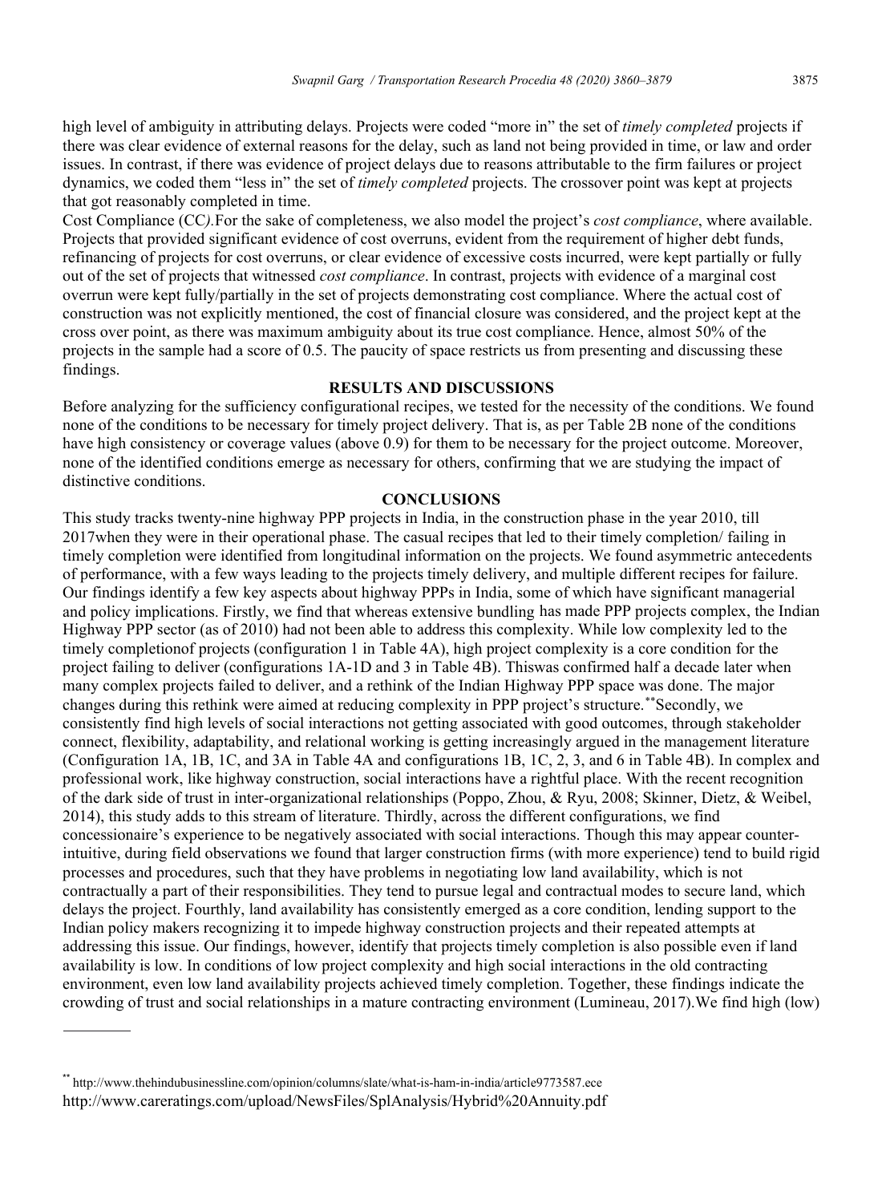high level of ambiguity in attributing delays. Projects were coded "more in" the set of *timely completed* projects if there was clear evidence of external reasons for the delay, such as land not being provided in time, or law and order issues. In contrast, if there was evidence of project delays due to reasons attributable to the firm failures or project dynamics, we coded them "less in" the set of *timely completed* projects. The crossover point was kept at projects that got reasonably completed in time.

Cost Compliance (CC*)*.For the sake of completeness, we also model the project's *cost compliance*, where available. Projects that provided significant evidence of cost overruns, evident from the requirement of higher debt funds, refinancing of projects for cost overruns, or clear evidence of excessive costs incurred, were kept partially or fully out of the set of projects that witnessed *cost compliance*. In contrast, projects with evidence of a marginal cost overrun were kept fully/partially in the set of projects demonstrating cost compliance. Where the actual cost of construction was not explicitly mentioned, the cost of financial closure was considered, and the project kept at the cross over point, as there was maximum ambiguity about its true cost compliance. Hence, almost 50% of the projects in the sample had a score of 0.5. The paucity of space restricts us from presenting and discussing these findings.

## RESULTS AND DISCUSSIONS

Before analyzing for the sufficiency configurational recipes, we tested for the necessity of the conditions. We found none of the conditions to be necessary for timely project delivery. That is, as per Table 2B none of the conditions have high consistency or coverage values (above 0.9) for them to be necessary for the project outcome. Moreover, none of the identified conditions emerge as necessary for others, confirming that we are studying the impact of distinctive conditions.

## CONCLUSIONS

This study tracks twenty-nine highway PPP projects in India, in the construction phase in the year 2010, till 2017when they were in their operational phase. The casual recipes that led to their timely completion/ failing in timely completion were identified from longitudinal information on the projects. We found asymmetric antecedents of performance, with a few ways leading to the projects timely delivery, and multiple different recipes for failure. Our findings identify a few key aspects about highway PPPs in India, some of which have significant managerial and policy implications. Firstly, we find that whereas extensive bundling has made PPP projects complex, the Indian Highway PPP sector (as of 2010) had not been able to address this complexity. While low complexity led to the timely completionof projects (configuration 1 in Table 4A), high project complexity is a core condition for the project failing to deliver (configurations 1A-1D and 3 in Table 4B). Thiswas confirmed half a decade later when many complex projects failed to deliver, and a rethink of the Indian Highway PPP space was done. The major changes during this rethink were aimed at reducing complexity in PPP project's structure.[**]Secondly, we consistently find high levels of social interactions not getting associated with good outcomes, through stakeholder connect, flexibility, adaptability, and relational working is getting increasingly argued in the management literature (Configuration 1A, 1B, 1C, and 3A in Table 4A and configurations 1B, 1C, 2, 3, and 6 in Table 4B). In complex and professional work, like highway construction, social interactions have a rightful place. With the recent recognition of the dark side of trust in inter-organizational relationships (Poppo, Zhou, & Ryu, 2008; Skinner, Dietz, & Weibel, 2014), this study adds to this stream of literature. Thirdly, across the different configurations, we find concessionaire's experience to be negatively associated with social interactions. Though this may appear counter-intuitive, during field observations we found that larger construction firms (with more experience) tend to build rigid processes and procedures, such that they have problems in negotiating low land availability, which is not contractually a part of their responsibilities. They tend to pursue legal and contractual modes to secure land, which delays the project. Fourthly, land availability has consistently emerged as a core condition, lending support to the Indian policy makers recognizing it to impede highway construction projects and their repeated attempts at addressing this issue. Our findings, however, identify that projects timely completion is also possible even if land availability is low. In conditions of low project complexity and high social interactions in the old contracting environment, even low land availability projects achieved timely completion. Together, these findings indicate the crowding of trust and social relationships in a mature contracting environment (Lumineau, 2017).We find high (low)

---

[**] http://www.thehindubusinessline.com/opinion/columns/slate/what-is-ham-in-india/article9773587.ece
http://www.careratings.com/upload/NewsFiles/SplAnalysis/Hybrid%20Annuity.pdf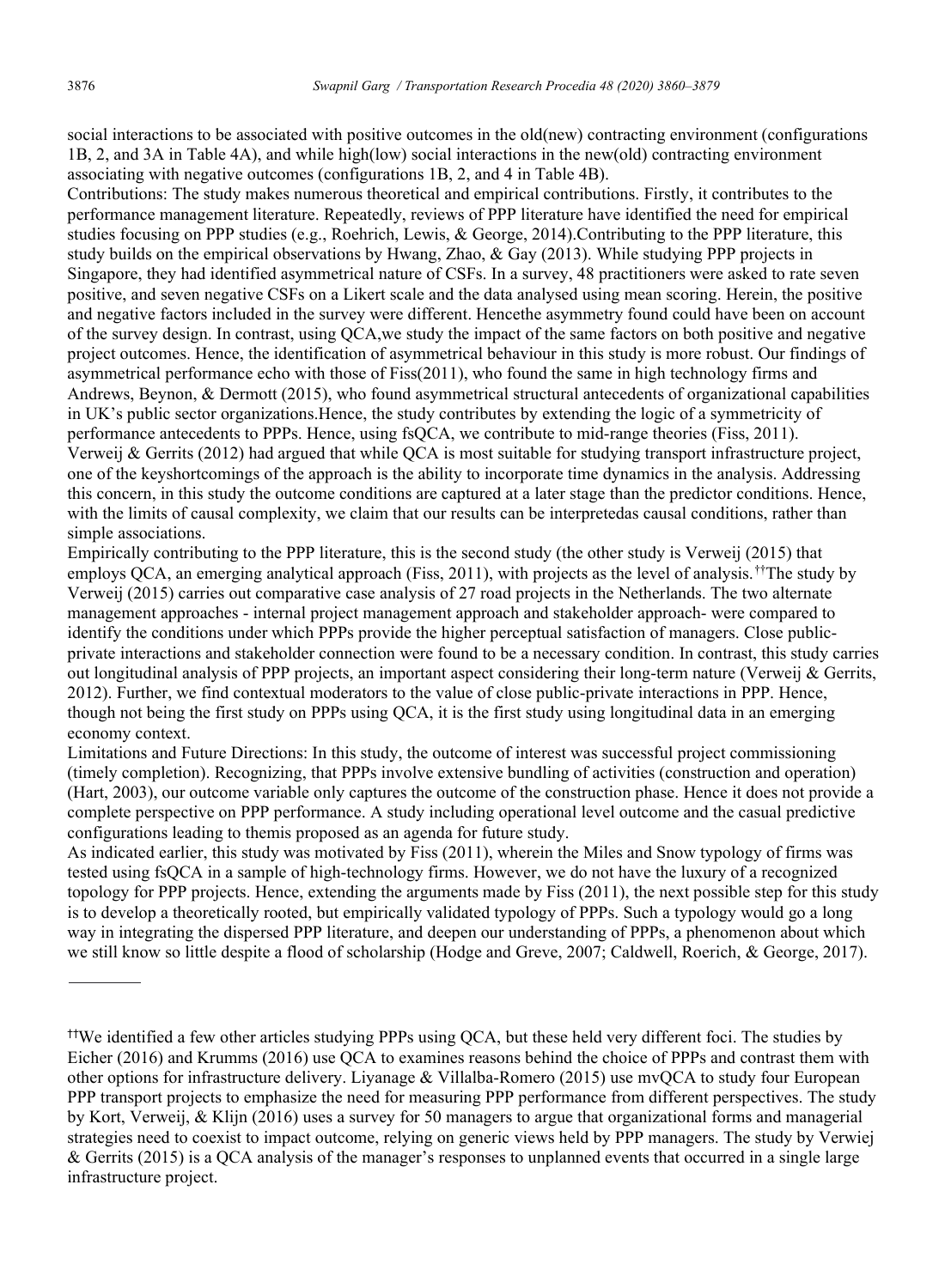social interactions to be associated with positive outcomes in the old(new) contracting environment (configurations 1B, 2, and 3A in Table 4A), and while high(low) social interactions in the new(old) contracting environment associating with negative outcomes (configurations 1B, 2, and 4 in Table 4B).

Contributions: The study makes numerous theoretical and empirical contributions. Firstly, it contributes to the performance management literature. Repeatedly, reviews of PPP literature have identified the need for empirical studies focusing on PPP studies (e.g., Roehrich, Lewis, & George, 2014).Contributing to the PPP literature, this study builds on the empirical observations by Hwang, Zhao, & Gay (2013). While studying PPP projects in Singapore, they had identified asymmetrical nature of CSFs. In a survey, 48 practitioners were asked to rate seven positive, and seven negative CSFs on a Likert scale and the data analysed using mean scoring. Herein, the positive and negative factors included in the survey were different. Hencethe asymmetry found could have been on account of the survey design. In contrast, using QCA,we study the impact of the same factors on both positive and negative project outcomes. Hence, the identification of asymmetrical behaviour in this study is more robust. Our findings of asymmetrical performance echo with those of Fiss(2011), who found the same in high technology firms and Andrews, Beynon, & Dermott (2015), who found asymmetrical structural antecedents of organizational capabilities in UK's public sector organizations.Hence, the study contributes by extending the logic of a symmetricity of performance antecedents to PPPs. Hence, using fsQCA, we contribute to mid-range theories (Fiss, 2011).

Verweij & Gerrits (2012) had argued that while QCA is most suitable for studying transport infrastructure project, one of the keyshortcomings of the approach is the ability to incorporate time dynamics in the analysis. Addressing this concern, in this study the outcome conditions are captured at a later stage than the predictor conditions. Hence, with the limits of causal complexity, we claim that our results can be interpretedas causal conditions, rather than simple associations.

Empirically contributing to the PPP literature, this is the second study (the other study is Verweij (2015) that employs QCA, an emerging analytical approach (Fiss, 2011), with projects as the level of analysis.[††]The study by Verweij (2015) carries out comparative case analysis of 27 road projects in the Netherlands. The two alternate management approaches - internal project management approach and stakeholder approach- were compared to identify the conditions under which PPPs provide the higher perceptual satisfaction of managers. Close public-private interactions and stakeholder connection were found to be a necessary condition. In contrast, this study carries out longitudinal analysis of PPP projects, an important aspect considering their long-term nature (Verweij & Gerrits, 2012). Further, we find contextual moderators to the value of close public-private interactions in PPP. Hence, though not being the first study on PPPs using QCA, it is the first study using longitudinal data in an emerging economy context.

Limitations and Future Directions: In this study, the outcome of interest was successful project commissioning (timely completion). Recognizing, that PPPs involve extensive bundling of activities (construction and operation) (Hart, 2003), our outcome variable only captures the outcome of the construction phase. Hence it does not provide a complete perspective on PPP performance. A study including operational level outcome and the casual predictive configurations leading to themis proposed as an agenda for future study.

As indicated earlier, this study was motivated by Fiss (2011), wherein the Miles and Snow typology of firms was tested using fsQCA in a sample of high-technology firms. However, we do not have the luxury of a recognized topology for PPP projects. Hence, extending the arguments made by Fiss (2011), the next possible step for this study is to develop a theoretically rooted, but empirically validated typology of PPPs. Such a typology would go a long way in integrating the dispersed PPP literature, and deepen our understanding of PPPs, a phenomenon about which we still know so little despite a flood of scholarship (Hodge and Greve, 2007; Caldwell, Roerich, & George, 2017).

---

[††]We identified a few other articles studying PPPs using QCA, but these held very different foci. The studies by Eicher (2016) and Krumms (2016) use QCA to examines reasons behind the choice of PPPs and contrast them with other options for infrastructure delivery. Liyanage & Villalba-Romero (2015) use mvQCA to study four European PPP transport projects to emphasize the need for measuring PPP performance from different perspectives. The study by Kort, Verweij, & Klijn (2016) uses a survey for 50 managers to argue that organizational forms and managerial strategies need to coexist to impact outcome, relying on generic views held by PPP managers. The study by Verwiej & Gerrits (2015) is a QCA analysis of the manager's responses to unplanned events that occurred in a single large infrastructure project.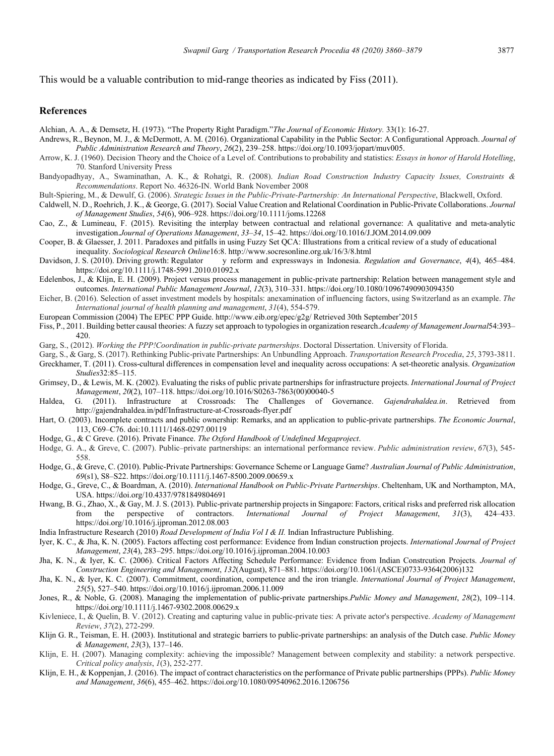This would be a valuable contribution to mid-range theories as indicated by Fiss (2011).

## References

Alchian, A. A., & Demsetz, H. (1973). "The Property Right Paradigm."*The Journal of Economic History.* 33(1): 16-27.

Andrews, R., Beynon, M. J., & McDermott, A. M. (2016). Organizational Capability in the Public Sector: A Configurational Approach. *Journal of Public Administration Research and Theory*, *26*(2), 239–258. https://doi.org/10.1093/jopart/muv005.

Arrow, K. J. (1960). Decision Theory and the Choice of a Level of. Contributions to probability and statistics: *Essays in honor of Harold Hotelling*, 70. Stanford University Press

Bandyopadhyay, A., Swaminathan, A. K., & Rohatgi, R. (2008). *Indian Road Construction Industry Capacity Issues, Constraints & Recommendations*. Report No. 46326-IN. World Bank November 2008

Bult-Spiering, M., & Dewulf, G. (2006). *Strategic Issues in the Public-Private-Partnership: An International Perspective*, Blackwell, Oxford.

Caldwell, N. D., Roehrich, J. K., & George, G. (2017). Social Value Creation and Relational Coordination in Public-Private Collaborations. *Journal of Management Studies*, *54*(6), 906–928. https://doi.org/10.1111/joms.12268

Cao, Z., & Lumineau, F. (2015). Revisiting the interplay between contractual and relational governance: A qualitative and meta-analytic investigation.*Journal of Operations Management*, *33–34*, 15–42. https://doi.org/10.1016/J.JOM.2014.09.009

Cooper, B. & Glaesser, J. 2011. Paradoxes and pitfalls in using Fuzzy Set QCA: Illustrations from a critical review of a study of educational inequality. *Sociological Research Online*16:8. http://www.socresonline.org.uk/16/3/8.html

Davidson, J. S. (2010). Driving growth: Regulator y reform and expressways in Indonesia. *Regulation and Governance*, *4*(4), 465–484. https://doi.org/10.1111/j.1748-5991.2010.01092.x

Edelenbos, J., & Klijn, E. H. (2009). Project versus process management in public-private partnership: Relation between management style and outcomes. *International Public Management Journal*, *12*(3), 310–331. https://doi.org/10.1080/10967490903094350

Eicher, B. (2016). Selection of asset investment models by hospitals: anexamination of influencing factors, using Switzerland as an example. *The International journal of health planning and management*, *31*(4), 554-579.

European Commission (2004) The EPEC PPP Guide. http://www.eib.org/epec/g2g/ Retrieved 30th September'2015

Fiss, P., 2011. Building better causal theories: A fuzzy set approach to typologies in organization research.*Academy of Management Journal*54:393–420.

Garg, S., (2012). *Working the PPP!Coordination in public-private partnerships*. Doctoral Dissertation. University of Florida.

Garg, S., & Garg, S. (2017). Rethinking Public-private Partnerships: An Unbundling Approach. *Transportation Research Procedia*, *25*, 3793-3811.

Greckhamer, T. (2011). Cross-cultural differences in compensation level and inequality across occupations: A set-theoretic analysis. *Organization Studies*32:85–115.

Grimsey, D., & Lewis, M. K. (2002). Evaluating the risks of public private partnerships for infrastructure projects. *International Journal of Project Management*, *20*(2), 107–118. https://doi.org/10.1016/S0263-7863(00)00040-5

Haldea, G. (2011). Infrastructure at Crossroads: The Challenges of Governance. *Gajendrahaldea.in*. Retrieved from http://gajendrahaldea.in/pdf/Infrastructure-at-Crossroads-flyer.pdf

Hart, O. (2003). Incomplete contracts and public ownership: Remarks, and an application to public-private partnerships. *The Economic Journal*, 113, C69–C76. doi:10.1111/1468-0297.00119

Hodge, G., & C Greve. (2016). Private Finance. *The Oxford Handbook of Undefined Megaproject*.

Hodge, G. A., & Greve, C. (2007). Public–private partnerships: an international performance review. *Public administration review*, *67*(3), 545-558.

Hodge, G., & Greve, C. (2010). Public-Private Partnerships: Governance Scheme or Language Game? *Australian Journal of Public Administration*, *69*(s1), S8–S22. https://doi.org/10.1111/j.1467-8500.2009.00659.x

Hodge, G., Greve, C., & Boardman, A. (2010). *International Handbook on Public-Private Partnerships*. Cheltenham, UK and Northampton, MA, USA. https://doi.org/10.4337/9781849804691

Hwang, B. G., Zhao, X., & Gay, M. J. S. (2013). Public-private partnership projects in Singapore: Factors, critical risks and preferred risk allocation from the perspective of contractors. *International Journal of Project Management*, *31*(3), 424–433. https://doi.org/10.1016/j.ijproman.2012.08.003

India Infrastructure Research (2010) *Road Development of India Vol I & II.* Indian Infrastructure Publishing.

Iyer, K. C., & Jha, K. N. (2005). Factors affecting cost performance: Evidence from Indian construction projects. *International Journal of Project Management*, *23*(4), 283–295. https://doi.org/10.1016/j.ijproman.2004.10.003

Jha, K. N., & Iyer, K. C. (2006). Critical Factors Affecting Schedule Performance: Evidence from Indian Constrcution Projects. *Journal of Construction Engineering and Management*, *132*(August), 871–881. https://doi.org/10.1061/(ASCE)0733-9364(2006)132

Jha, K. N., & Iyer, K. C. (2007). Commitment, coordination, competence and the iron triangle. *International Journal of Project Management*, *25*(5), 527–540. https://doi.org/10.1016/j.ijproman.2006.11.009

Jones, R., & Noble, G. (2008). Managing the implementation of public-private partnerships.*Public Money and Management*, *28*(2), 109–114. https://doi.org/10.1111/j.1467-9302.2008.00629.x

Kivleniece, I., & Quelin, B. V. (2012). Creating and capturing value in public-private ties: A private actor's perspective. *Academy of Management Review*, *37*(2), 272-299.

Klijn G. R., Teisman, E. H. (2003). Institutional and strategic barriers to public-private partnerships: an analysis of the Dutch case. *Public Money & Management*, *23*(3), 137–146.

Klijn, E. H. (2007). Managing complexity: achieving the impossible? Management between complexity and stability: a network perspective. *Critical policy analysis*, *1*(3), 252-277.

Klijn, E. H., & Koppenjan, J. (2016). The impact of contract characteristics on the performance of Private public partnerships (PPPs). *Public Money and Management*, *36*(6), 455–462. https://doi.org/10.1080/09540962.2016.1206756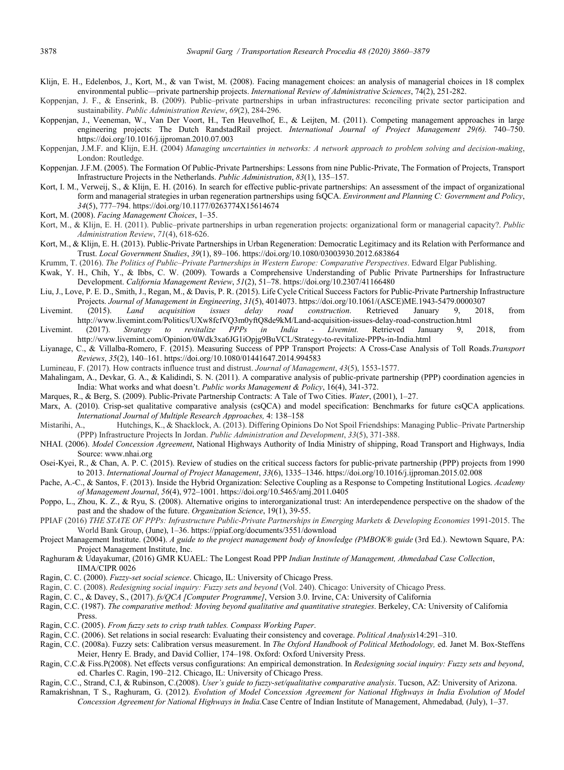Klijn, E. H., Edelenbos, J., Kort, M., & van Twist, M. (2008). Facing management choices: an analysis of managerial choices in 18 complex environmental public—private partnership projects. *International Review of Administrative Sciences*, 74(2), 251-282.

Koppenjan, J. F., & Enserink, B. (2009). Public–private partnerships in urban infrastructures: reconciling private sector participation and sustainability. *Public Administration Review*, *69*(2), 284-296.

Koppenjan, J., Veeneman, W., Van Der Voort, H., Ten Heuvelhof, E., & Leijten, M. (2011). Competing management approaches in large engineering projects: The Dutch RandstadRail project. *International Journal of Project Management 29(6).* 740–750. https://doi.org/10.1016/j.ijproman.2010.07.003

Koppenjan, J.M.F. and Klijn, E.H. (2004) *Managing uncertainties in networks: A network approach to problem solving and decision-making*, London: Routledge.

Koppenjan. J.F.M. (2005). The Formation Of Public-Private Partnerships: Lessons from nine Public-Private, The Formation of Projects, Transport Infrastructure Projects in the Netherlands. *Public Administration*, *83*(1), 135–157.

Kort, I. M., Verweij, S., & Klijn, E. H. (2016). In search for effective public-private partnerships: An assessment of the impact of organizational form and managerial strategies in urban regeneration partnerships using fsQCA. *Environment and Planning C: Government and Policy*, *34*(5), 777–794. https://doi.org/10.1177/0263774X15614674

Kort, M. (2008). *Facing Management Choices*, 1–35.

Kort, M., & Klijn, E. H. (2011). Public–private partnerships in urban regeneration projects: organizational form or managerial capacity?. *Public Administration Review*, *71*(4), 618-626.

Kort, M., & Klijn, E. H. (2013). Public-Private Partnerships in Urban Regeneration: Democratic Legitimacy and its Relation with Performance and Trust. *Local Government Studies*, *39*(1), 89–106. https://doi.org/10.1080/03003930.2012.683864

Krumm, T. (2016). *The Politics of Public–Private Partnerships in Western Europe: Comparative Perspectives*. Edward Elgar Publishing.

Kwak, Y. H., Chih, Y., & Ibbs, C. W. (2009). Towards a Comprehensive Understanding of Public Private Partnerships for Infrastructure Development. *California Management Review*, *51*(2), 51–78. https://doi.org/10.2307/41166480

Liu, J., Love, P. E. D., Smith, J., Regan, M., & Davis, P. R. (2015). Life Cycle Critical Success Factors for Public-Private Partnership Infrastructure Projects. *Journal of Management in Engineering*, *31*(5), 4014073. https://doi.org/10.1061/(ASCE)ME.1943-5479.0000307

Livemint. (2015). *Land acquisition issues delay road construction*. Retrieved January 9, 2018, from http://www.livemint.com/Politics/UXw8fcfVQ3m0yftQ8de9kM/Land-acquisition-issues-delay-road-construction.html

Livemint. (2017). *Strategy to revitalize PPPs in India - Livemint.* Retrieved January 9, 2018, from http://www.livemint.com/Opinion/0Wdk3xa6JG1iOpjg9BuVCL/Strategy-to-revitalize-PPPs-in-India.html

Liyanage, C., & Villalba-Romero, F. (2015). Measuring Success of PPP Transport Projects: A Cross-Case Analysis of Toll Roads.*Transport Reviews*, *35*(2), 140–161. https://doi.org/10.1080/01441647.2014.994583

Lumineau, F. (2017). How contracts influence trust and distrust. *Journal of Management*, *43*(5), 1553-1577.

Mahalingam, A., Devkar, G. A., & Kalidindi, S. N. (2011). A comparative analysis of public-private partnership (PPP) coordination agencies in India: What works and what doesn't. *Public works Management & Policy*, 16(4), 341-372.

Marques, R., & Berg, S. (2009). Public-Private Partnership Contracts: A Tale of Two Cities. *Water*, (2001), 1–27.

Marx, A. (2010). Crisp-set qualitative comparative analysis (csQCA) and model specification: Benchmarks for future csQCA applications. *International Journal of Multiple Research Approaches,* 4: 138–158

Mistarihi, A., Hutchings, K., & Shacklock, A. (2013). Differing Opinions Do Not Spoil Friendships: Managing Public–Private Partnership (PPP) Infrastructure Projects In Jordan. *Public Administration and Development*, *33*(5), 371-388.

NHAI. (2006). *Model Concession Agreement*, National Highways Authority of India Ministry of shipping, Road Transport and Highways, India Source: www.nhai.org

Osei-Kyei, R., & Chan, A. P. C. (2015). Review of studies on the critical success factors for public-private partnership (PPP) projects from 1990 to 2013. *International Journal of Project Management*, *33*(6), 1335–1346. https://doi.org/10.1016/j.ijproman.2015.02.008

Pache, A.-C., & Santos, F. (2013). Inside the Hybrid Organization: Selective Coupling as a Response to Competing Institutional Logics. *Academy of Management Journal*, *56*(4), 972–1001. https://doi.org/10.5465/amj.2011.0405

Poppo, L., Zhou, K. Z., & Ryu, S. (2008). Alternative origins to interorganizational trust: An interdependence perspective on the shadow of the past and the shadow of the future. *Organization Science*, 19(1), 39-55.

PPIAF (2016) *THE STATE OF PPPs: Infrastructure Public-Private Partnerships in Emerging Markets & Developing Economies* 1991-2015. The World Bank Group, (June), 1–36. https://ppiaf.org/documents/3551/download

Project Management Institute. (2004). *A guide to the project management body of knowledge (PMBOK® guide* (3rd Ed.). Newtown Square, PA: Project Management Institute, Inc.

Raghuram & Udayakumar, (2016) GMR KUAEL: The Longest Road PPP *Indian Institute of Management, Ahmedabad Case Collection*, IIMA/CIPR 0026

Ragin, C. C. (2000). *Fuzzy-set social science*. Chicago, IL: University of Chicago Press.

Ragin, C. C. (2008). *Redesigning social inquiry: Fuzzy sets and beyond* (Vol. 240). Chicago: University of Chicago Press.

Ragin, C. C., & Davey, S., (2017). *fs/QCA [Computer Programme]*, Version 3.0. Irvine, CA: University of California

Ragin, C.C. (1987). *The comparative method: Moving beyond qualitative and quantitative strategies*. Berkeley, CA: University of California Press.

Ragin, C.C. (2005). *From fuzzy sets to crisp truth tables. Compass Working Paper*.

Ragin, C.C. (2006). Set relations in social research: Evaluating their consistency and coverage. *Political Analysis*14:291–310.

Ragin, C.C. (2008a). Fuzzy sets: Calibration versus measurement. In *The Oxford Handbook of Political Methodology,* ed. Janet M. Box-Steffens Meier, Henry E. Brady, and David Collier, 174–198. Oxford: Oxford University Press.

Ragin, C.C.& Fiss.P(2008). Net effects versus configurations: An empirical demonstration. In *Redesigning social inquiry: Fuzzy sets and beyond*, ed. Charles C. Ragin, 190–212. Chicago, IL: University of Chicago Press.

Ragin, C.C., Strand, C.I, & Rubinson, C.(2008). *User's guide to fuzzy-set/qualitative comparative analysis*. Tucson, AZ: University of Arizona.

Ramakrishnan, T S., Raghuram, G. (2012). *Evolution of Model Concession Agreement for National Highways in India Evolution of Model Concession Agreement for National Highways in India.*Case Centre of Indian Institute of Management, Ahmedabad*,* (July), 1–37.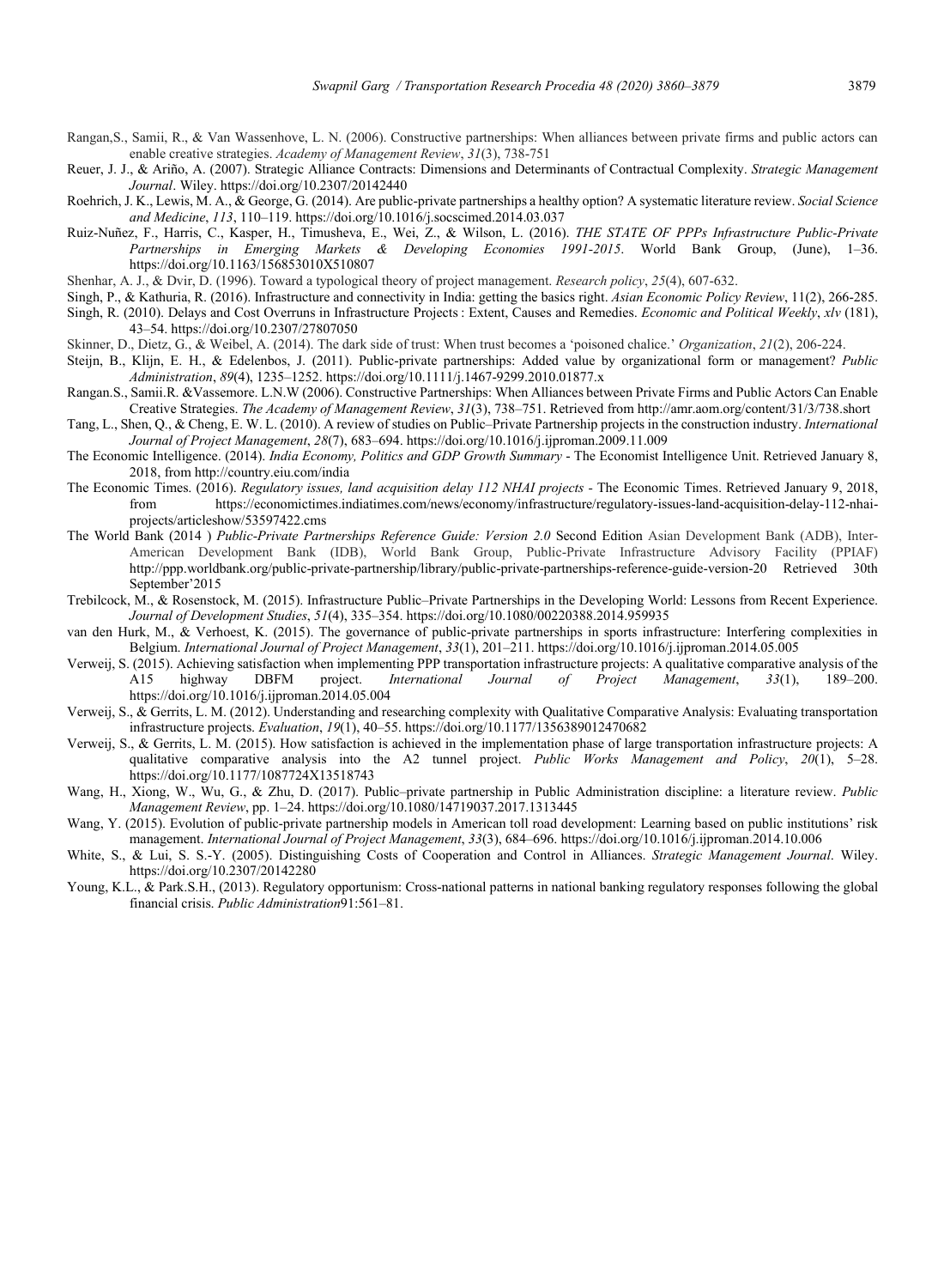Rangan,S., Samii, R., & Van Wassenhove, L. N. (2006). Constructive partnerships: When alliances between private firms and public actors can enable creative strategies. *Academy of Management Review*, *31*(3), 738-751

Reuer, J. J., & Ariño, A. (2007). Strategic Alliance Contracts: Dimensions and Determinants of Contractual Complexity. *Strategic Management Journal*. Wiley. https://doi.org/10.2307/20142440

Roehrich, J. K., Lewis, M. A., & George, G. (2014). Are public-private partnerships a healthy option? A systematic literature review. *Social Science and Medicine*, *113*, 110–119. https://doi.org/10.1016/j.socscimed.2014.03.037

Ruiz-Nuñez, F., Harris, C., Kasper, H., Timusheva, E., Wei, Z., & Wilson, L. (2016). *THE STATE OF PPPs Infrastructure Public-Private Partnerships in Emerging Markets & Developing Economies 1991-2015*. World Bank Group, (June), 1–36. https://doi.org/10.1163/156853010X510807

Shenhar, A. J., & Dvir, D. (1996). Toward a typological theory of project management. *Research policy*, *25*(4), 607-632.

Singh, P., & Kathuria, R. (2016). Infrastructure and connectivity in India: getting the basics right. *Asian Economic Policy Review*, 11(2), 266-285.

Singh, R. (2010). Delays and Cost Overruns in Infrastructure Projects : Extent, Causes and Remedies. *Economic and Political Weekly*, *xlv* (181), 43–54. https://doi.org/10.2307/27807050

Skinner, D., Dietz, G., & Weibel, A. (2014). The dark side of trust: When trust becomes a 'poisoned chalice.' *Organization*, *21*(2), 206-224.

Steijn, B., Klijn, E. H., & Edelenbos, J. (2011). Public-private partnerships: Added value by organizational form or management? *Public Administration*, *89*(4), 1235–1252. https://doi.org/10.1111/j.1467-9299.2010.01877.x

Rangan.S., Samii.R. &Vassemore. L.N.W (2006). Constructive Partnerships: When Alliances between Private Firms and Public Actors Can Enable Creative Strategies. *The Academy of Management Review*, *31*(3), 738–751. Retrieved from http://amr.aom.org/content/31/3/738.short

Tang, L., Shen, Q., & Cheng, E. W. L. (2010). A review of studies on Public–Private Partnership projects in the construction industry. *International Journal of Project Management*, *28*(7), 683–694. https://doi.org/10.1016/j.ijproman.2009.11.009

The Economic Intelligence. (2014). *India Economy, Politics and GDP Growth Summary* - The Economist Intelligence Unit. Retrieved January 8, 2018, from http://country.eiu.com/india

The Economic Times. (2016). *Regulatory issues, land acquisition delay 112 NHAI projects* - The Economic Times. Retrieved January 9, 2018, from https://economictimes.indiatimes.com/news/economy/infrastructure/regulatory-issues-land-acquisition-delay-112-nhai-projects/articleshow/53597422.cms

The World Bank (2014 ) *Public-Private Partnerships Reference Guide: Version 2.0* Second Edition Asian Development Bank (ADB), Inter-American Development Bank (IDB), World Bank Group, Public-Private Infrastructure Advisory Facility (PPIAF) http://ppp.worldbank.org/public-private-partnership/library/public-private-partnerships-reference-guide-version-20 Retrieved 30th September'2015

Trebilcock, M., & Rosenstock, M. (2015). Infrastructure Public–Private Partnerships in the Developing World: Lessons from Recent Experience. *Journal of Development Studies*, *51*(4), 335–354. https://doi.org/10.1080/00220388.2014.959935

van den Hurk, M., & Verhoest, K. (2015). The governance of public-private partnerships in sports infrastructure: Interfering complexities in Belgium. *International Journal of Project Management*, *33*(1), 201–211. https://doi.org/10.1016/j.ijproman.2014.05.005

Verweij, S. (2015). Achieving satisfaction when implementing PPP transportation infrastructure projects: A qualitative comparative analysis of the A15 highway DBFM project. *International Journal of Project Management*, *33*(1), 189–200. https://doi.org/10.1016/j.ijproman.2014.05.004

Verweij, S., & Gerrits, L. M. (2012). Understanding and researching complexity with Qualitative Comparative Analysis: Evaluating transportation infrastructure projects. *Evaluation*, *19*(1), 40–55. https://doi.org/10.1177/1356389012470682

Verweij, S., & Gerrits, L. M. (2015). How satisfaction is achieved in the implementation phase of large transportation infrastructure projects: A qualitative comparative analysis into the A2 tunnel project. *Public Works Management and Policy*, *20*(1), 5–28. https://doi.org/10.1177/1087724X13518743

Wang, H., Xiong, W., Wu, G., & Zhu, D. (2017). Public–private partnership in Public Administration discipline: a literature review. *Public Management Review*, pp. 1–24. https://doi.org/10.1080/14719037.2017.1313445

Wang, Y. (2015). Evolution of public-private partnership models in American toll road development: Learning based on public institutions' risk management. *International Journal of Project Management*, *33*(3), 684–696. https://doi.org/10.1016/j.ijproman.2014.10.006

White, S., & Lui, S. S.-Y. (2005). Distinguishing Costs of Cooperation and Control in Alliances. *Strategic Management Journal*. Wiley. https://doi.org/10.2307/20142280

Young, K.L., & Park.S.H., (2013). Regulatory opportunism: Cross-national patterns in national banking regulatory responses following the global financial crisis. *Public Administration*91:561–81.